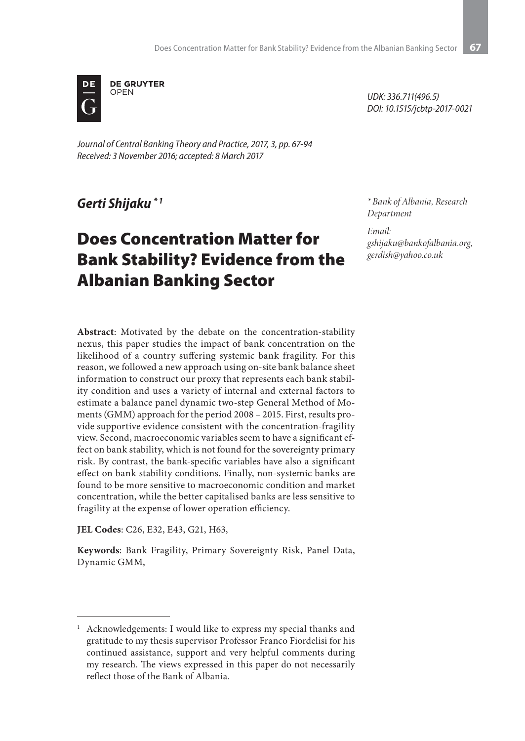DE GRUYTER OPEN

UDK: 336.711(496.5)
DOI: 10.1515/jcbtp-2017-0021

*Journal of Central Banking Theory and Practice, 2017, 3, pp. 67-94*
*Received: 3 November 2016; accepted: 8 March 2017*

***Gerti Shijaku*** [*] [1]

*[*] Bank of Albania, Research Department*

*Email:*
*gshijaku@bankofalbania.org, gerdish@yahoo.co.uk*

# Does Concentration Matter for Bank Stability? Evidence from the Albanian Banking Sector

**Abstract**: Motivated by the debate on the concentration-stability nexus, this paper studies the impact of bank concentration on the likelihood of a country suffering systemic bank fragility. For this reason, we followed a new approach using on-site bank balance sheet information to construct our proxy that represents each bank stability condition and uses a variety of internal and external factors to estimate a balance panel dynamic two-step General Method of Moments (GMM) approach for the period 2008 – 2015. First, results provide supportive evidence consistent with the concentration-fragility view. Second, macroeconomic variables seem to have a significant effect on bank stability, which is not found for the sovereignty primary risk. By contrast, the bank-specific variables have also a significant effect on bank stability conditions. Finally, non-systemic banks are found to be more sensitive to macroeconomic condition and market concentration, while the better capitalised banks are less sensitive to fragility at the expense of lower operation efficiency.

**JEL Codes**: C26, E32, E43, G21, H63,

**Keywords**: Bank Fragility, Primary Sovereignty Risk, Panel Data, Dynamic GMM,

---

[1] Acknowledgements: I would like to express my special thanks and gratitude to my thesis supervisor Professor Franco Fiordelisi for his continued assistance, support and very helpful comments during my research. The views expressed in this paper do not necessarily reflect those of the Bank of Albania.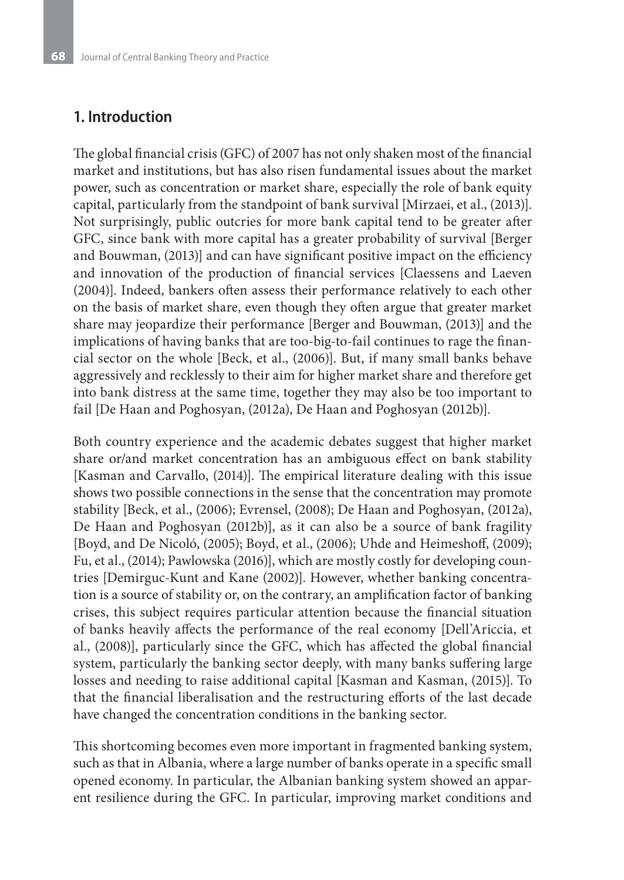## 1. Introduction

The global financial crisis (GFC) of 2007 has not only shaken most of the financial market and institutions, but has also risen fundamental issues about the market power, such as concentration or market share, especially the role of bank equity capital, particularly from the standpoint of bank survival [Mirzaei, et al., (2013)]. Not surprisingly, public outcries for more bank capital tend to be greater after GFC, since bank with more capital has a greater probability of survival [Berger and Bouwman, (2013)] and can have significant positive impact on the efficiency and innovation of the production of financial services [Claessens and Laeven (2004)]. Indeed, bankers often assess their performance relatively to each other on the basis of market share, even though they often argue that greater market share may jeopardize their performance [Berger and Bouwman, (2013)] and the implications of having banks that are too-big-to-fail continues to rage the financial sector on the whole [Beck, et al., (2006)]. But, if many small banks behave aggressively and recklessly to their aim for higher market share and therefore get into bank distress at the same time, together they may also be too important to fail [De Haan and Poghosyan, (2012a), De Haan and Poghosyan (2012b)].

Both country experience and the academic debates suggest that higher market share or/and market concentration has an ambiguous effect on bank stability [Kasman and Carvallo, (2014)]. The empirical literature dealing with this issue shows two possible connections in the sense that the concentration may promote stability [Beck, et al., (2006); Evrensel, (2008); De Haan and Poghosyan, (2012a), De Haan and Poghosyan (2012b)], as it can also be a source of bank fragility [Boyd, and De Nicoló, (2005); Boyd, et al., (2006); Uhde and Heimeshoff, (2009); Fu, et al., (2014); Pawlowska (2016)], which are mostly costly for developing countries [Demirguc-Kunt and Kane (2002)]. However, whether banking concentration is a source of stability or, on the contrary, an amplification factor of banking crises, this subject requires particular attention because the financial situation of banks heavily affects the performance of the real economy [Dell'Ariccia, et al., (2008)], particularly since the GFC, which has affected the global financial system, particularly the banking sector deeply, with many banks suffering large losses and needing to raise additional capital [Kasman and Kasman, (2015)]. To that the financial liberalisation and the restructuring efforts of the last decade have changed the concentration conditions in the banking sector.

This shortcoming becomes even more important in fragmented banking system, such as that in Albania, where a large number of banks operate in a specific small opened economy. In particular, the Albanian banking system showed an apparent resilience during the GFC. In particular, improving market conditions and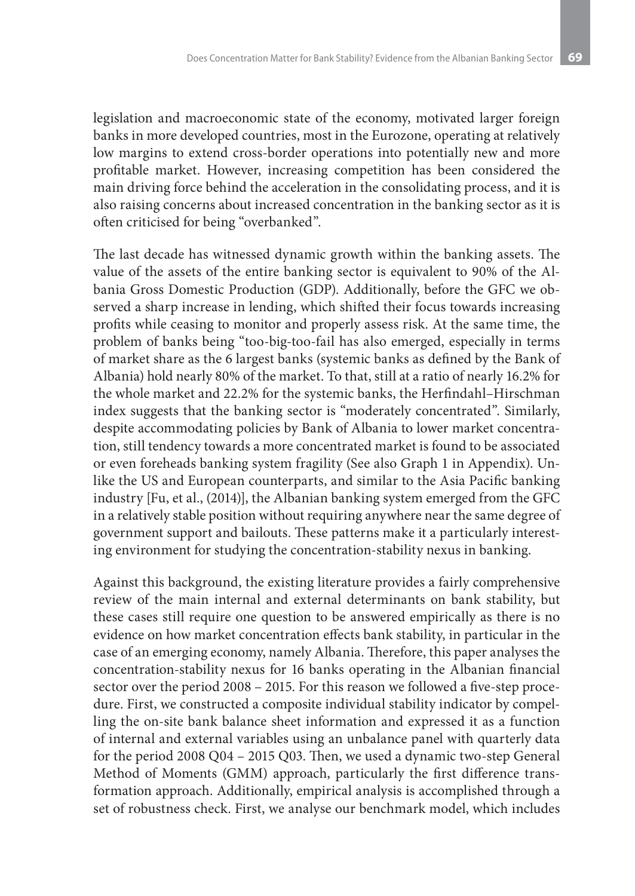legislation and macroeconomic state of the economy, motivated larger foreign banks in more developed countries, most in the Eurozone, operating at relatively low margins to extend cross-border operations into potentially new and more profitable market. However, increasing competition has been considered the main driving force behind the acceleration in the consolidating process, and it is also raising concerns about increased concentration in the banking sector as it is often criticised for being "overbanked".

The last decade has witnessed dynamic growth within the banking assets. The value of the assets of the entire banking sector is equivalent to 90% of the Albania Gross Domestic Production (GDP). Additionally, before the GFC we observed a sharp increase in lending, which shifted their focus towards increasing profits while ceasing to monitor and properly assess risk. At the same time, the problem of banks being "too-big-too-fail has also emerged, especially in terms of market share as the 6 largest banks (systemic banks as defined by the Bank of Albania) hold nearly 80% of the market. To that, still at a ratio of nearly 16.2% for the whole market and 22.2% for the systemic banks, the Herfindahl–Hirschman index suggests that the banking sector is "moderately concentrated". Similarly, despite accommodating policies by Bank of Albania to lower market concentration, still tendency towards a more concentrated market is found to be associated or even foreheads banking system fragility (See also Graph 1 in Appendix). Unlike the US and European counterparts, and similar to the Asia Pacific banking industry [Fu, et al., (2014)], the Albanian banking system emerged from the GFC in a relatively stable position without requiring anywhere near the same degree of government support and bailouts. These patterns make it a particularly interesting environment for studying the concentration-stability nexus in banking.

Against this background, the existing literature provides a fairly comprehensive review of the main internal and external determinants on bank stability, but these cases still require one question to be answered empirically as there is no evidence on how market concentration effects bank stability, in particular in the case of an emerging economy, namely Albania. Therefore, this paper analyses the concentration-stability nexus for 16 banks operating in the Albanian financial sector over the period 2008 – 2015. For this reason we followed a five-step procedure. First, we constructed a composite individual stability indicator by compelling the on-site bank balance sheet information and expressed it as a function of internal and external variables using an unbalance panel with quarterly data for the period 2008 Q04 – 2015 Q03. Then, we used a dynamic two-step General Method of Moments (GMM) approach, particularly the first difference transformation approach. Additionally, empirical analysis is accomplished through a set of robustness check. First, we analyse our benchmark model, which includes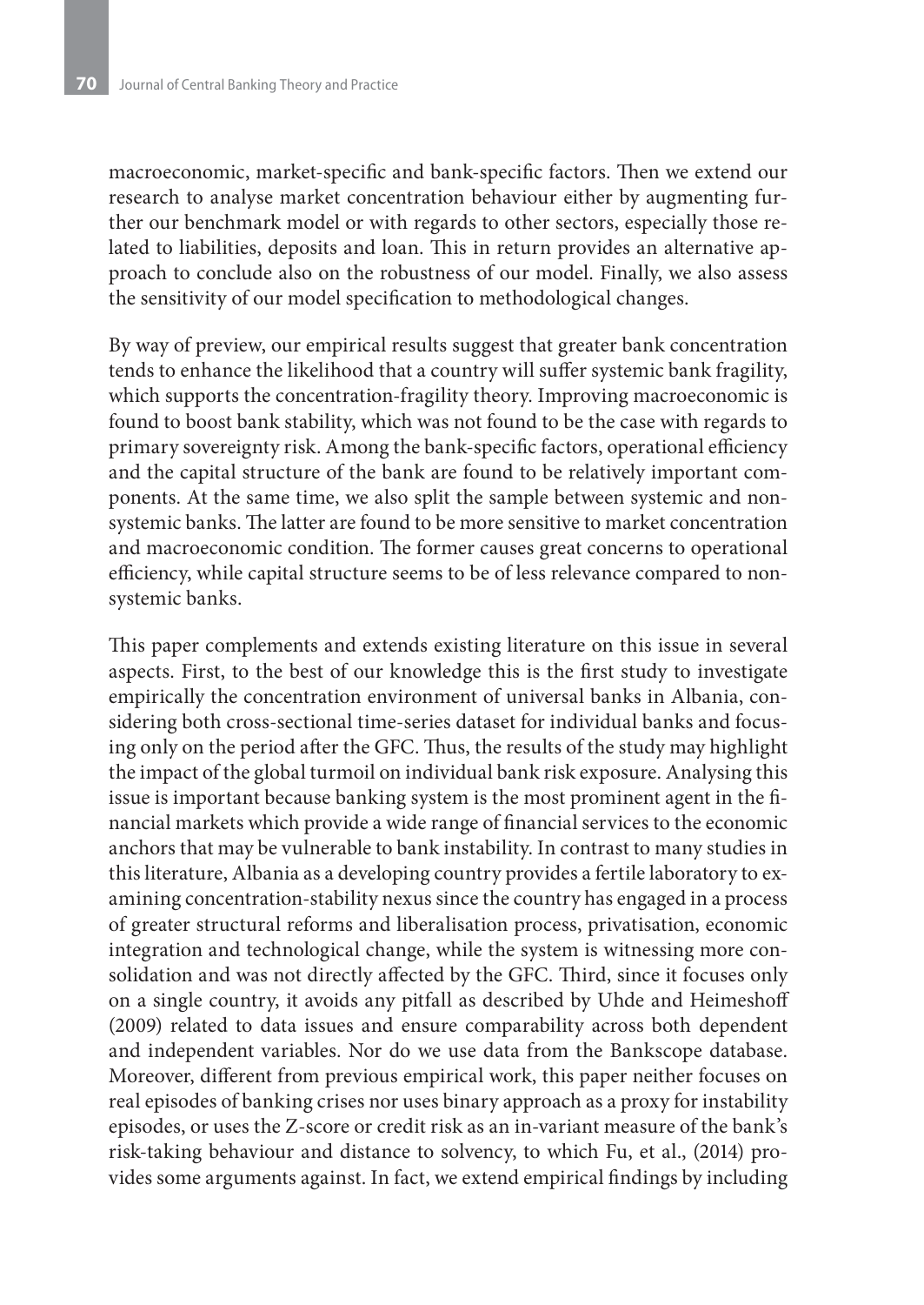macroeconomic, market-specific and bank-specific factors. Then we extend our research to analyse market concentration behaviour either by augmenting further our benchmark model or with regards to other sectors, especially those related to liabilities, deposits and loan. This in return provides an alternative approach to conclude also on the robustness of our model. Finally, we also assess the sensitivity of our model specification to methodological changes.

By way of preview, our empirical results suggest that greater bank concentration tends to enhance the likelihood that a country will suffer systemic bank fragility, which supports the concentration-fragility theory. Improving macroeconomic is found to boost bank stability, which was not found to be the case with regards to primary sovereignty risk. Among the bank-specific factors, operational efficiency and the capital structure of the bank are found to be relatively important components. At the same time, we also split the sample between systemic and non-systemic banks. The latter are found to be more sensitive to market concentration and macroeconomic condition. The former causes great concerns to operational efficiency, while capital structure seems to be of less relevance compared to non-systemic banks.

This paper complements and extends existing literature on this issue in several aspects. First, to the best of our knowledge this is the first study to investigate empirically the concentration environment of universal banks in Albania, considering both cross-sectional time-series dataset for individual banks and focusing only on the period after the GFC. Thus, the results of the study may highlight the impact of the global turmoil on individual bank risk exposure. Analysing this issue is important because banking system is the most prominent agent in the financial markets which provide a wide range of financial services to the economic anchors that may be vulnerable to bank instability. In contrast to many studies in this literature, Albania as a developing country provides a fertile laboratory to examining concentration-stability nexus since the country has engaged in a process of greater structural reforms and liberalisation process, privatisation, economic integration and technological change, while the system is witnessing more consolidation and was not directly affected by the GFC. Third, since it focuses only on a single country, it avoids any pitfall as described by Uhde and Heimeshoff (2009) related to data issues and ensure comparability across both dependent and independent variables. Nor do we use data from the Bankscope database. Moreover, different from previous empirical work, this paper neither focuses on real episodes of banking crises nor uses binary approach as a proxy for instability episodes, or uses the Z-score or credit risk as an in-variant measure of the bank's risk-taking behaviour and distance to solvency, to which Fu, et al., (2014) provides some arguments against. In fact, we extend empirical findings by including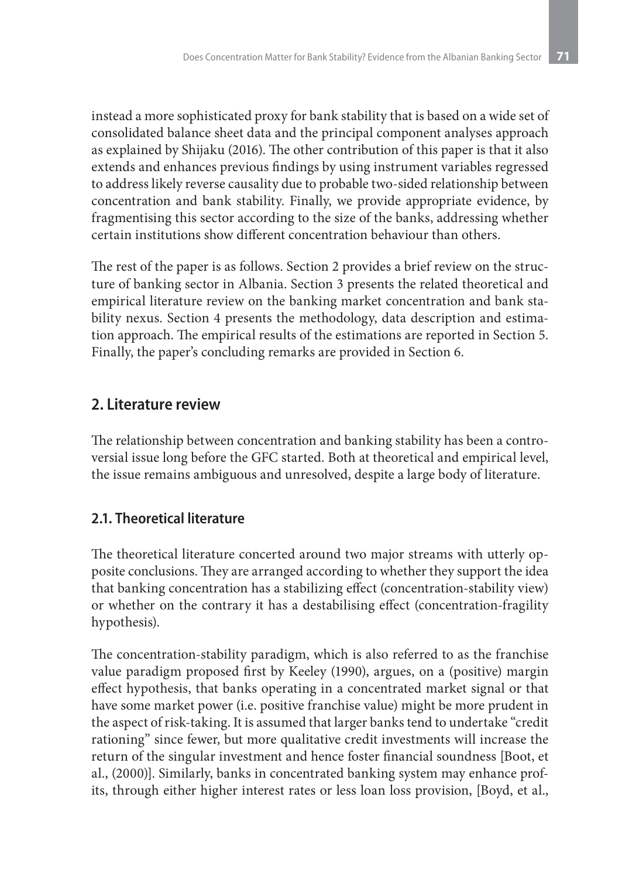instead a more sophisticated proxy for bank stability that is based on a wide set of consolidated balance sheet data and the principal component analyses approach as explained by Shijaku (2016). The other contribution of this paper is that it also extends and enhances previous findings by using instrument variables regressed to address likely reverse causality due to probable two-sided relationship between concentration and bank stability. Finally, we provide appropriate evidence, by fragmentising this sector according to the size of the banks, addressing whether certain institutions show different concentration behaviour than others.

The rest of the paper is as follows. Section 2 provides a brief review on the structure of banking sector in Albania. Section 3 presents the related theoretical and empirical literature review on the banking market concentration and bank stability nexus. Section 4 presents the methodology, data description and estimation approach. The empirical results of the estimations are reported in Section 5. Finally, the paper's concluding remarks are provided in Section 6.

## 2. Literature review

The relationship between concentration and banking stability has been a controversial issue long before the GFC started. Both at theoretical and empirical level, the issue remains ambiguous and unresolved, despite a large body of literature.

### 2.1. Theoretical literature

The theoretical literature concerted around two major streams with utterly opposite conclusions. They are arranged according to whether they support the idea that banking concentration has a stabilizing effect (concentration-stability view) or whether on the contrary it has a destabilising effect (concentration-fragility hypothesis).

The concentration-stability paradigm, which is also referred to as the franchise value paradigm proposed first by Keeley (1990), argues, on a (positive) margin effect hypothesis, that banks operating in a concentrated market signal or that have some market power (i.e. positive franchise value) might be more prudent in the aspect of risk-taking. It is assumed that larger banks tend to undertake "credit rationing" since fewer, but more qualitative credit investments will increase the return of the singular investment and hence foster financial soundness [Boot, et al., (2000)]. Similarly, banks in concentrated banking system may enhance profits, through either higher interest rates or less loan loss provision, [Boyd, et al.,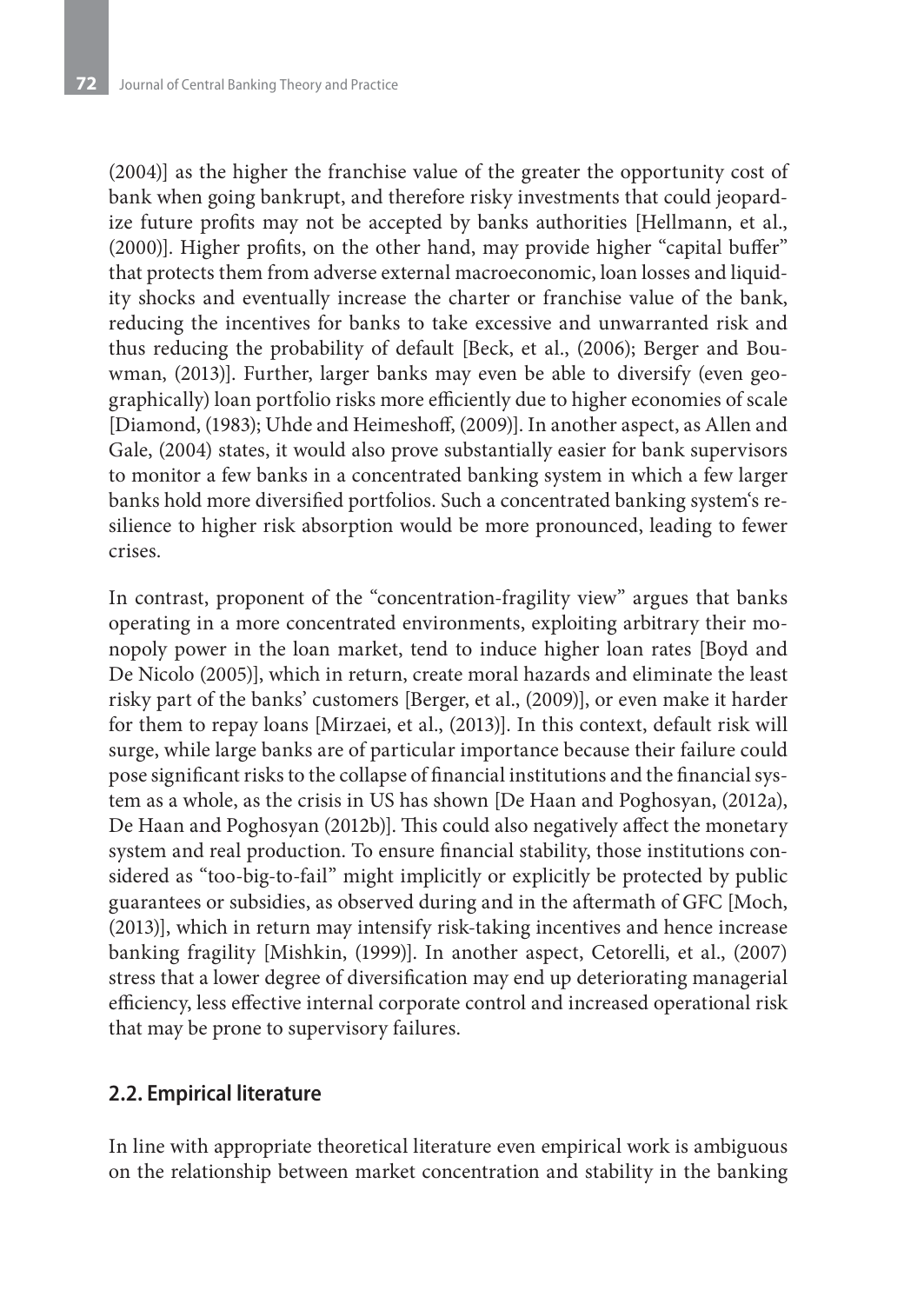(2004)] as the higher the franchise value of the greater the opportunity cost of bank when going bankrupt, and therefore risky investments that could jeopardize future profits may not be accepted by banks authorities [Hellmann, et al., (2000)]. Higher profits, on the other hand, may provide higher "capital buffer" that protects them from adverse external macroeconomic, loan losses and liquidity shocks and eventually increase the charter or franchise value of the bank, reducing the incentives for banks to take excessive and unwarranted risk and thus reducing the probability of default [Beck, et al., (2006); Berger and Bouwman, (2013)]. Further, larger banks may even be able to diversify (even geographically) loan portfolio risks more efficiently due to higher economies of scale [Diamond, (1983); Uhde and Heimeshoff, (2009)]. In another aspect, as Allen and Gale, (2004) states, it would also prove substantially easier for bank supervisors to monitor a few banks in a concentrated banking system in which a few larger banks hold more diversified portfolios. Such a concentrated banking system's resilience to higher risk absorption would be more pronounced, leading to fewer crises.

In contrast, proponent of the "concentration-fragility view" argues that banks operating in a more concentrated environments, exploiting arbitrary their monopoly power in the loan market, tend to induce higher loan rates [Boyd and De Nicolo (2005)], which in return, create moral hazards and eliminate the least risky part of the banks' customers [Berger, et al., (2009)], or even make it harder for them to repay loans [Mirzaei, et al., (2013)]. In this context, default risk will surge, while large banks are of particular importance because their failure could pose significant risks to the collapse of financial institutions and the financial system as a whole, as the crisis in US has shown [De Haan and Poghosyan, (2012a), De Haan and Poghosyan (2012b)]. This could also negatively affect the monetary system and real production. To ensure financial stability, those institutions considered as "too-big-to-fail" might implicitly or explicitly be protected by public guarantees or subsidies, as observed during and in the aftermath of GFC [Moch, (2013)], which in return may intensify risk-taking incentives and hence increase banking fragility [Mishkin, (1999)]. In another aspect, Cetorelli, et al., (2007) stress that a lower degree of diversification may end up deteriorating managerial efficiency, less effective internal corporate control and increased operational risk that may be prone to supervisory failures.

## 2.2. Empirical literature

In line with appropriate theoretical literature even empirical work is ambiguous on the relationship between market concentration and stability in the banking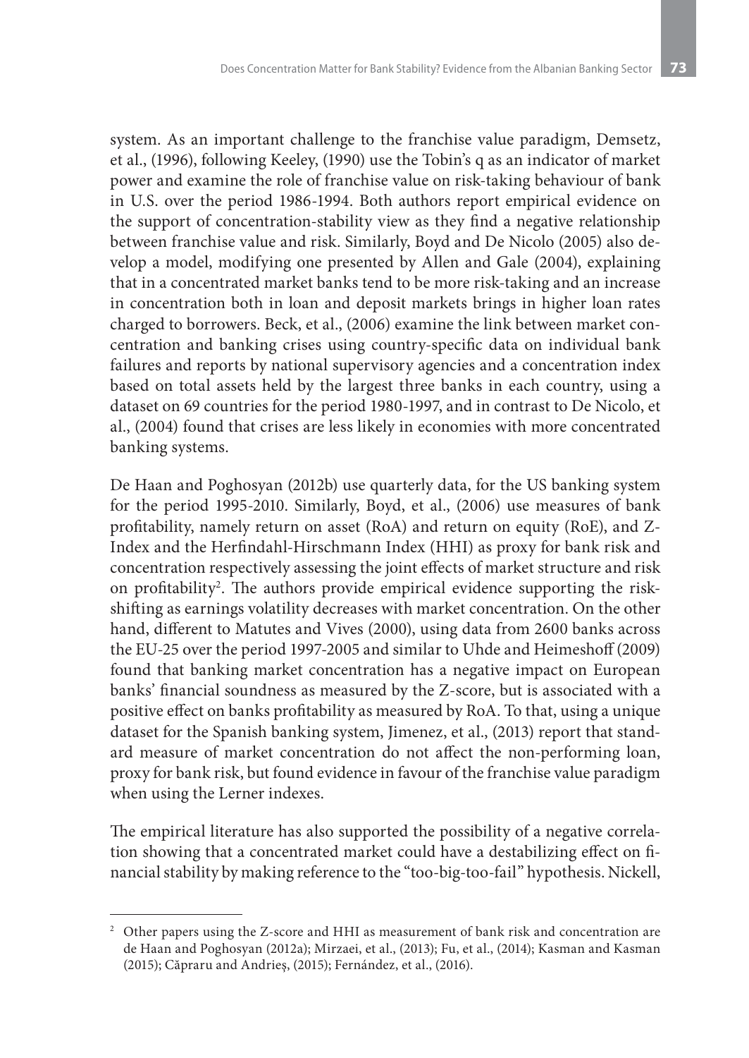system. As an important challenge to the franchise value paradigm, Demsetz, et al., (1996), following Keeley, (1990) use the Tobin's q as an indicator of market power and examine the role of franchise value on risk-taking behaviour of bank in U.S. over the period 1986-1994. Both authors report empirical evidence on the support of concentration-stability view as they find a negative relationship between franchise value and risk. Similarly, Boyd and De Nicolo (2005) also develop a model, modifying one presented by Allen and Gale (2004), explaining that in a concentrated market banks tend to be more risk-taking and an increase in concentration both in loan and deposit markets brings in higher loan rates charged to borrowers. Beck, et al., (2006) examine the link between market concentration and banking crises using country-specific data on individual bank failures and reports by national supervisory agencies and a concentration index based on total assets held by the largest three banks in each country, using a dataset on 69 countries for the period 1980-1997, and in contrast to De Nicolo, et al., (2004) found that crises are less likely in economies with more concentrated banking systems.

De Haan and Poghosyan (2012b) use quarterly data, for the US banking system for the period 1995-2010. Similarly, Boyd, et al., (2006) use measures of bank profitability, namely return on asset (RoA) and return on equity (RoE), and Z-Index and the Herfindahl-Hirschmann Index (HHI) as proxy for bank risk and concentration respectively assessing the joint effects of market structure and risk on profitability[2]. The authors provide empirical evidence supporting the risk-shifting as earnings volatility decreases with market concentration. On the other hand, different to Matutes and Vives (2000), using data from 2600 banks across the EU-25 over the period 1997-2005 and similar to Uhde and Heimeshoff (2009) found that banking market concentration has a negative impact on European banks' financial soundness as measured by the Z-score, but is associated with a positive effect on banks profitability as measured by RoA. To that, using a unique dataset for the Spanish banking system, Jimenez, et al., (2013) report that standard measure of market concentration do not affect the non-performing loan, proxy for bank risk, but found evidence in favour of the franchise value paradigm when using the Lerner indexes.

The empirical literature has also supported the possibility of a negative correlation showing that a concentrated market could have a destabilizing effect on financial stability by making reference to the "too-big-too-fail" hypothesis. Nickell,

---

[2] Other papers using the Z-score and HHI as measurement of bank risk and concentration are de Haan and Poghosyan (2012a); Mirzaei, et al., (2013); Fu, et al., (2014); Kasman and Kasman (2015); Căpraru and Andrieș, (2015); Fernández, et al., (2016).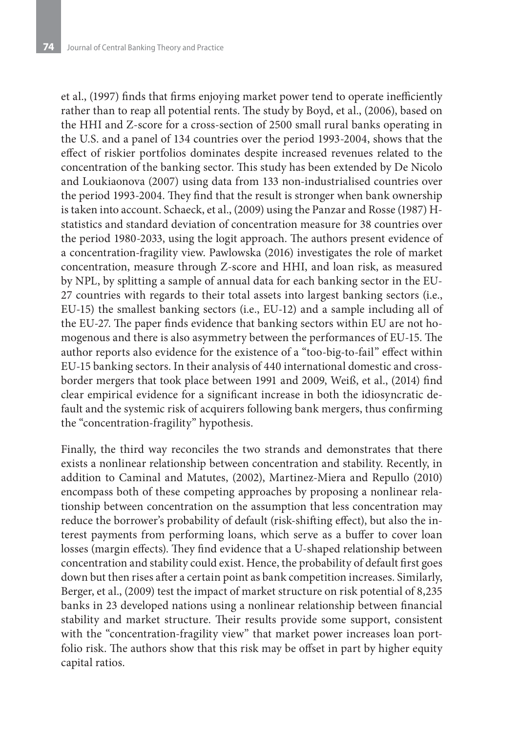et al., (1997) finds that firms enjoying market power tend to operate inefficiently rather than to reap all potential rents. The study by Boyd, et al., (2006), based on the HHI and Z-score for a cross-section of 2500 small rural banks operating in the U.S. and a panel of 134 countries over the period 1993-2004, shows that the effect of riskier portfolios dominates despite increased revenues related to the concentration of the banking sector. This study has been extended by De Nicolo and Loukiaonova (2007) using data from 133 non-industrialised countries over the period 1993-2004. They find that the result is stronger when bank ownership is taken into account. Schaeck, et al., (2009) using the Panzar and Rosse (1987) H-statistics and standard deviation of concentration measure for 38 countries over the period 1980-2033, using the logit approach. The authors present evidence of a concentration-fragility view. Pawlowska (2016) investigates the role of market concentration, measure through Z-score and HHI, and loan risk, as measured by NPL, by splitting a sample of annual data for each banking sector in the EU-27 countries with regards to their total assets into largest banking sectors (i.e., EU-15) the smallest banking sectors (i.e., EU-12) and a sample including all of the EU-27. The paper finds evidence that banking sectors within EU are not homogenous and there is also asymmetry between the performances of EU-15. The author reports also evidence for the existence of a "too-big-to-fail" effect within EU-15 banking sectors. In their analysis of 440 international domestic and cross-border mergers that took place between 1991 and 2009, Weiß, et al., (2014) find clear empirical evidence for a significant increase in both the idiosyncratic default and the systemic risk of acquirers following bank mergers, thus confirming the "concentration-fragility" hypothesis.

Finally, the third way reconciles the two strands and demonstrates that there exists a nonlinear relationship between concentration and stability. Recently, in addition to Caminal and Matutes, (2002), Martinez-Miera and Repullo (2010) encompass both of these competing approaches by proposing a nonlinear relationship between concentration on the assumption that less concentration may reduce the borrower's probability of default (risk-shifting effect), but also the interest payments from performing loans, which serve as a buffer to cover loan losses (margin effects). They find evidence that a U-shaped relationship between concentration and stability could exist. Hence, the probability of default first goes down but then rises after a certain point as bank competition increases. Similarly, Berger, et al., (2009) test the impact of market structure on risk potential of 8,235 banks in 23 developed nations using a nonlinear relationship between financial stability and market structure. Their results provide some support, consistent with the "concentration-fragility view" that market power increases loan portfolio risk. The authors show that this risk may be offset in part by higher equity capital ratios.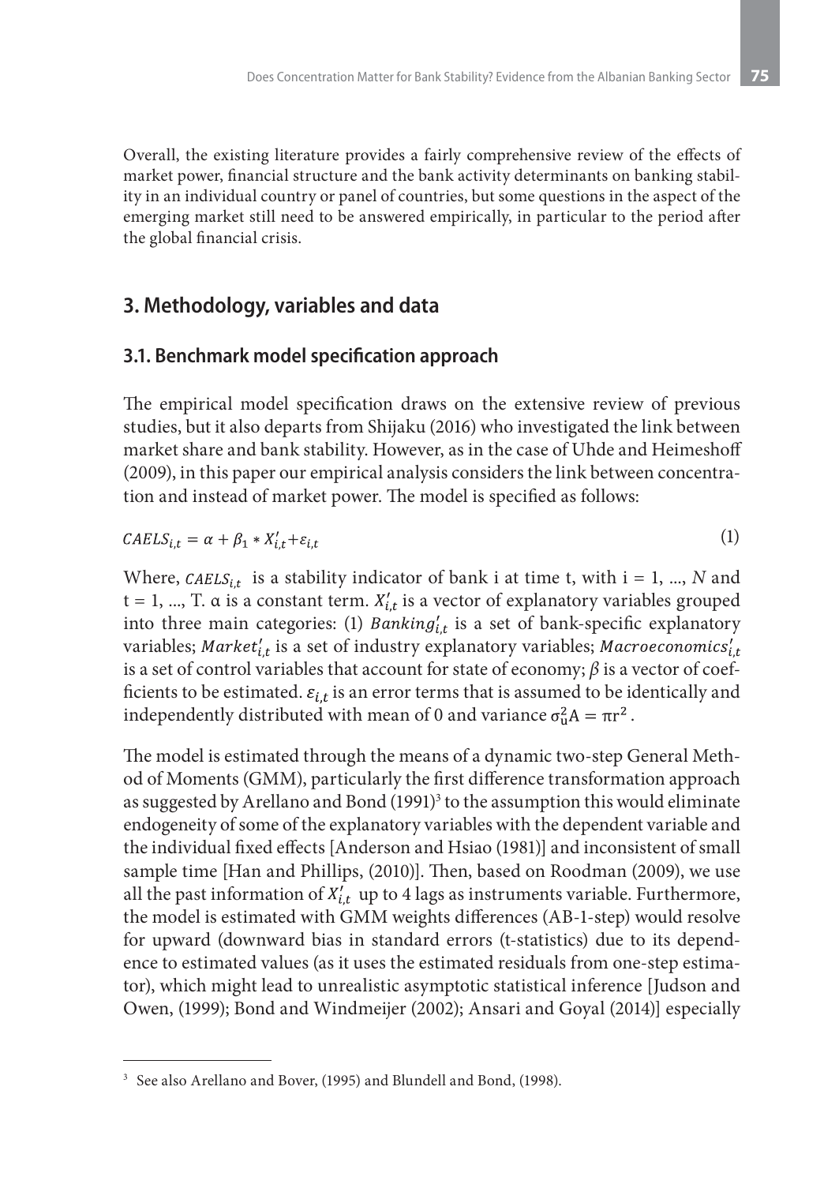Overall, the existing literature provides a fairly comprehensive review of the effects of market power, financial structure and the bank activity determinants on banking stability in an individual country or panel of countries, but some questions in the aspect of the emerging market still need to be answered empirically, in particular to the period after the global financial crisis.

## 3. Methodology, variables and data

### 3.1. Benchmark model specification approach

The empirical model specification draws on the extensive review of previous studies, but it also departs from Shijaku (2016) who investigated the link between market share and bank stability. However, as in the case of Uhde and Heimeshoff (2009), in this paper our empirical analysis considers the link between concentration and instead of market power. The model is specified as follows:

$$CAELS_{i,t} = \alpha + \beta_1 * X'_{i,t} + \varepsilon_{i,t} \tag{1}$$

Where, $CAELS_{i,t}$ is a stability indicator of bank i at time t, with i = 1, ..., $N$ and t = 1, ..., T. α is a constant term. $X'_{i,t}$ is a vector of explanatory variables grouped into three main categories: (1) $Banking'_{i,t}$ is a set of bank-specific explanatory variables; $Market'_{i,t}$ is a set of industry explanatory variables; $Macroeconomics'_{i,t}$ is a set of control variables that account for state of economy; $\beta$ is a vector of coefficients to be estimated. $\varepsilon_{i,t}$ is an error terms that is assumed to be identically and independently distributed with mean of 0 and variance $\sigma_u^2 A = \pi r^2$.

The model is estimated through the means of a dynamic two-step General Method of Moments (GMM), particularly the first difference transformation approach as suggested by Arellano and Bond (1991)[3] to the assumption this would eliminate endogeneity of some of the explanatory variables with the dependent variable and the individual fixed effects [Anderson and Hsiao (1981)] and inconsistent of small sample time [Han and Phillips, (2010)]. Then, based on Roodman (2009), we use all the past information of $X'_{i,t}$ up to 4 lags as instruments variable. Furthermore, the model is estimated with GMM weights differences (AB-1-step) would resolve for upward (downward bias in standard errors (t-statistics) due to its dependence to estimated values (as it uses the estimated residuals from one-step estimator), which might lead to unrealistic asymptotic statistical inference [Judson and Owen, (1999); Bond and Windmeijer (2002); Ansari and Goyal (2014)] especially

[3] See also Arellano and Bover, (1995) and Blundell and Bond, (1998).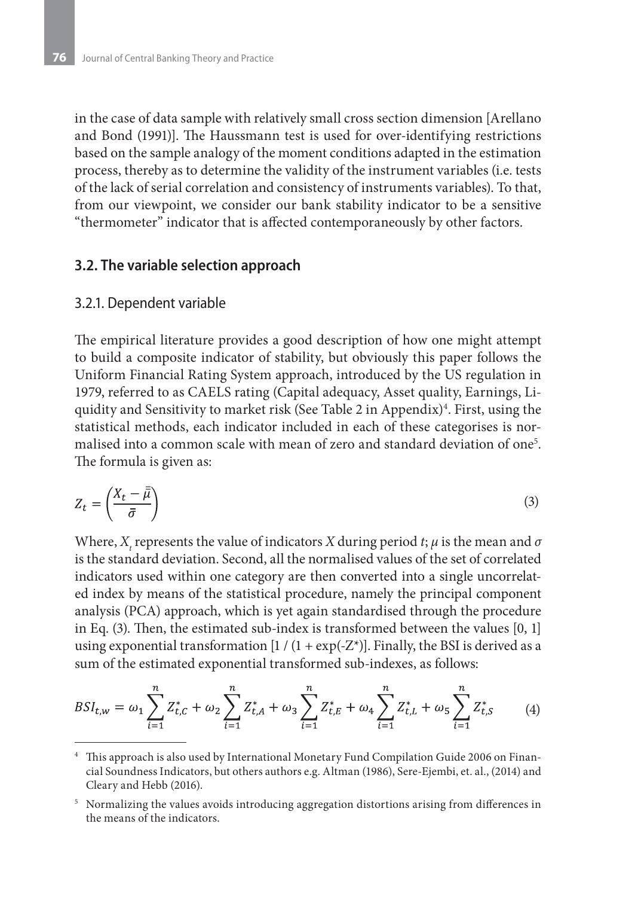in the case of data sample with relatively small cross section dimension [Arellano and Bond (1991)]. The Haussmann test is used for over-identifying restrictions based on the sample analogy of the moment conditions adapted in the estimation process, thereby as to determine the validity of the instrument variables (i.e. tests of the lack of serial correlation and consistency of instruments variables). To that, from our viewpoint, we consider our bank stability indicator to be a sensitive "thermometer" indicator that is affected contemporaneously by other factors.

## 3.2. The variable selection approach

### 3.2.1. Dependent variable

The empirical literature provides a good description of how one might attempt to build a composite indicator of stability, but obviously this paper follows the Uniform Financial Rating System approach, introduced by the US regulation in 1979, referred to as CAELS rating (Capital adequacy, Asset quality, Earnings, Liquidity and Sensitivity to market risk (See Table 2 in Appendix)[4]. First, using the statistical methods, each indicator included in each of these categorises is normalised into a common scale with mean of zero and standard deviation of one[5]. The formula is given as:

$$Z_t = \left( \frac{X_t - \bar{\bar{\mu}}}{\bar{\sigma}} \right) \tag{3}$$

Where, $X_t$ represents the value of indicators $X$ during period $t$; $\mu$ is the mean and $\sigma$ is the standard deviation. Second, all the normalised values of the set of correlated indicators used within one category are then converted into a single uncorrelated index by means of the statistical procedure, namely the principal component analysis (PCA) approach, which is yet again standardised through the procedure in Eq. (3). Then, the estimated sub-index is transformed between the values [0, 1] using exponential transformation [1 / (1 + exp(-Z*)]. Finally, the BSI is derived as a sum of the estimated exponential transformed sub-indexes, as follows:

$$BSI_{t,w} = \omega_1 \sum_{i=1}^{n} Z_{t,C}^{*} + \omega_2 \sum_{i=1}^{n} Z_{t,A}^{*} + \omega_3 \sum_{i=1}^{n} Z_{t,E}^{*} + \omega_4 \sum_{i=1}^{n} Z_{t,L}^{*} + \omega_5 \sum_{i=1}^{n} Z_{t,S}^{*} \tag{4}$$

---

[4] This approach is also used by International Monetary Fund Compilation Guide 2006 on Financial Soundness Indicators, but others authors e.g. Altman (1986), Sere-Ejembi, et. al., (2014) and Cleary and Hebb (2016).

[5] Normalizing the values avoids introducing aggregation distortions arising from differences in the means of the indicators.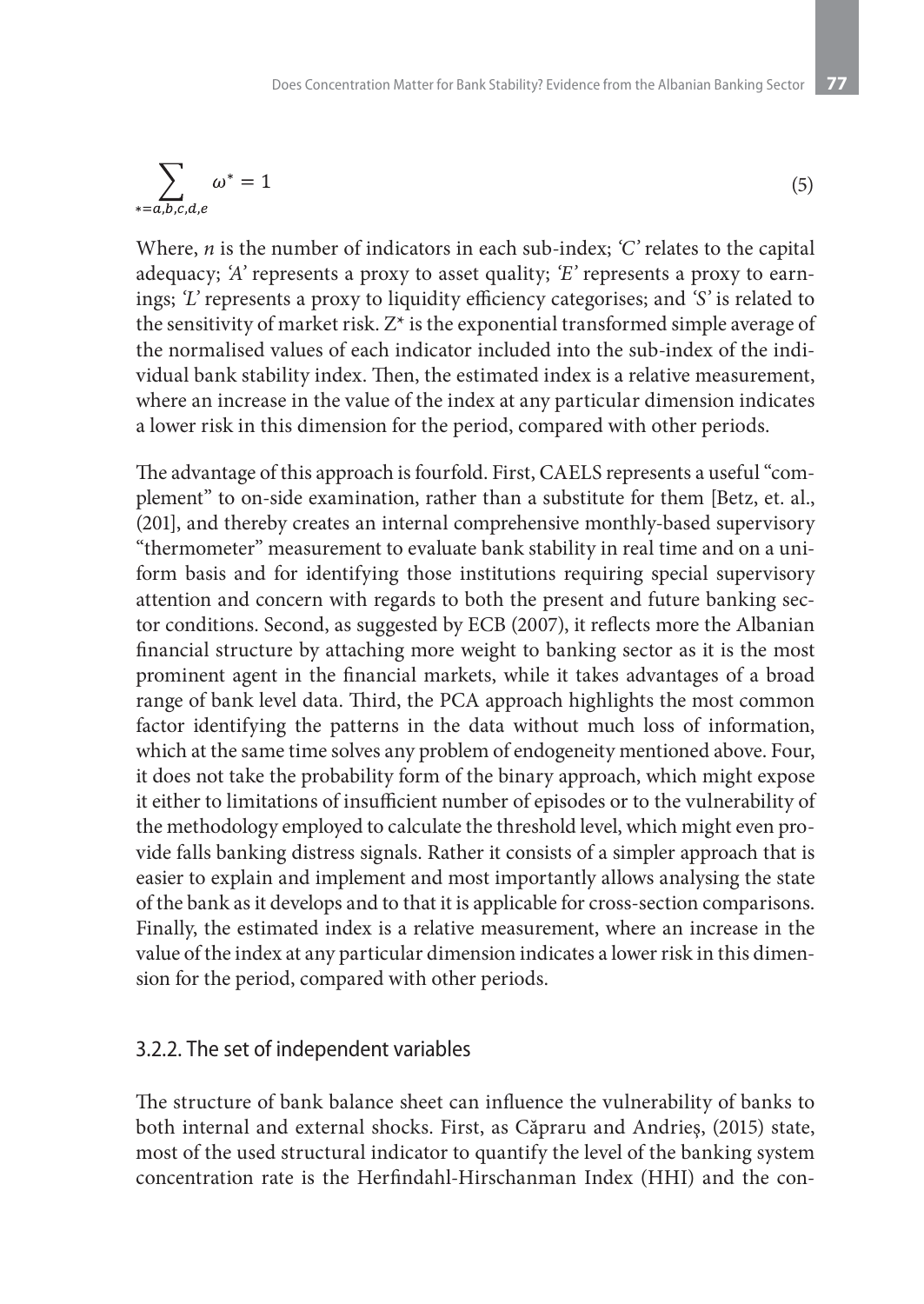$$\sum_{*=a,b,c,d,e} \omega^* = 1 \tag{5}$$

Where, $n$ is the number of indicators in each sub-index; *'C'* relates to the capital adequacy; *'A'* represents a proxy to asset quality; *'E'* represents a proxy to earnings; *'L'* represents a proxy to liquidity efficiency categorises; and *'S'* is related to the sensitivity of market risk. $Z^*$ is the exponential transformed simple average of the normalised values of each indicator included into the sub-index of the individual bank stability index. Then, the estimated index is a relative measurement, where an increase in the value of the index at any particular dimension indicates a lower risk in this dimension for the period, compared with other periods.

The advantage of this approach is fourfold. First, CAELS represents a useful "complement" to on-side examination, rather than a substitute for them [Betz, et. al., (201], and thereby creates an internal comprehensive monthly-based supervisory "thermometer" measurement to evaluate bank stability in real time and on a uniform basis and for identifying those institutions requiring special supervisory attention and concern with regards to both the present and future banking sector conditions. Second, as suggested by ECB (2007), it reflects more the Albanian financial structure by attaching more weight to banking sector as it is the most prominent agent in the financial markets, while it takes advantages of a broad range of bank level data. Third, the PCA approach highlights the most common factor identifying the patterns in the data without much loss of information, which at the same time solves any problem of endogeneity mentioned above. Four, it does not take the probability form of the binary approach, which might expose it either to limitations of insufficient number of episodes or to the vulnerability of the methodology employed to calculate the threshold level, which might even provide falls banking distress signals. Rather it consists of a simpler approach that is easier to explain and implement and most importantly allows analysing the state of the bank as it develops and to that it is applicable for cross-section comparisons. Finally, the estimated index is a relative measurement, where an increase in the value of the index at any particular dimension indicates a lower risk in this dimension for the period, compared with other periods.

### 3.2.2. The set of independent variables

The structure of bank balance sheet can influence the vulnerability of banks to both internal and external shocks. First, as Căpraru and Andrieş, (2015) state, most of the used structural indicator to quantify the level of the banking system concentration rate is the Herfindahl-Hirschanman Index (HHI) and the con-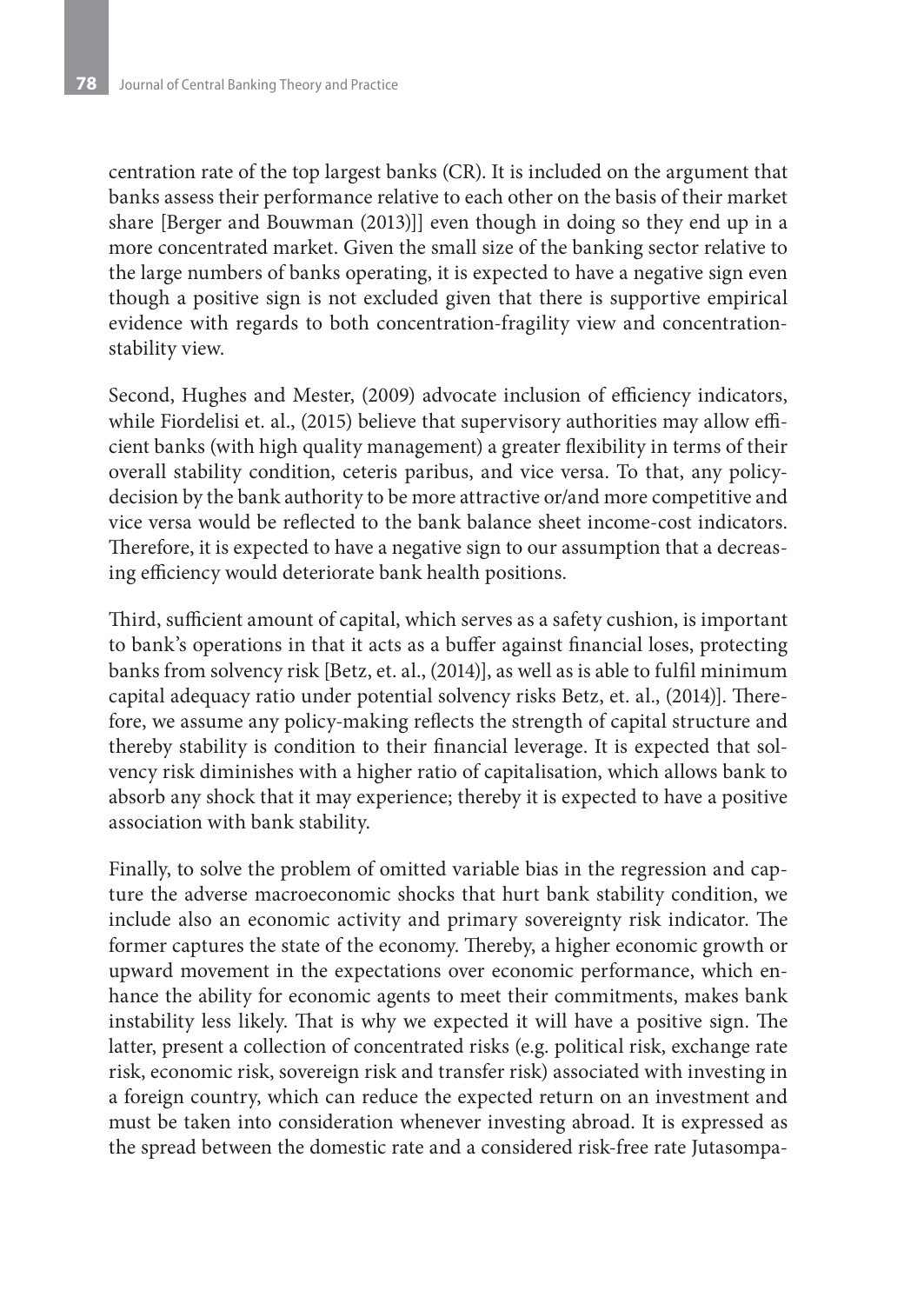centration rate of the top largest banks (CR). It is included on the argument that banks assess their performance relative to each other on the basis of their market share [Berger and Bouwman (2013)]] even though in doing so they end up in a more concentrated market. Given the small size of the banking sector relative to the large numbers of banks operating, it is expected to have a negative sign even though a positive sign is not excluded given that there is supportive empirical evidence with regards to both concentration-fragility view and concentration-stability view.

Second, Hughes and Mester, (2009) advocate inclusion of efficiency indicators, while Fiordelisi et. al., (2015) believe that supervisory authorities may allow efficient banks (with high quality management) a greater flexibility in terms of their overall stability condition, ceteris paribus, and vice versa. To that, any policy-decision by the bank authority to be more attractive or/and more competitive and vice versa would be reflected to the bank balance sheet income-cost indicators. Therefore, it is expected to have a negative sign to our assumption that a decreasing efficiency would deteriorate bank health positions.

Third, sufficient amount of capital, which serves as a safety cushion, is important to bank's operations in that it acts as a buffer against financial loses, protecting banks from solvency risk [Betz, et. al., (2014)], as well as is able to fulfil minimum capital adequacy ratio under potential solvency risks Betz, et. al., (2014)]. Therefore, we assume any policy-making reflects the strength of capital structure and thereby stability is condition to their financial leverage. It is expected that solvency risk diminishes with a higher ratio of capitalisation, which allows bank to absorb any shock that it may experience; thereby it is expected to have a positive association with bank stability.

Finally, to solve the problem of omitted variable bias in the regression and capture the adverse macroeconomic shocks that hurt bank stability condition, we include also an economic activity and primary sovereignty risk indicator. The former captures the state of the economy. Thereby, a higher economic growth or upward movement in the expectations over economic performance, which enhance the ability for economic agents to meet their commitments, makes bank instability less likely. That is why we expected it will have a positive sign. The latter, present a collection of concentrated risks (e.g. political risk, exchange rate risk, economic risk, sovereign risk and transfer risk) associated with investing in a foreign country, which can reduce the expected return on an investment and must be taken into consideration whenever investing abroad. It is expressed as the spread between the domestic rate and a considered risk-free rate Jutasompa-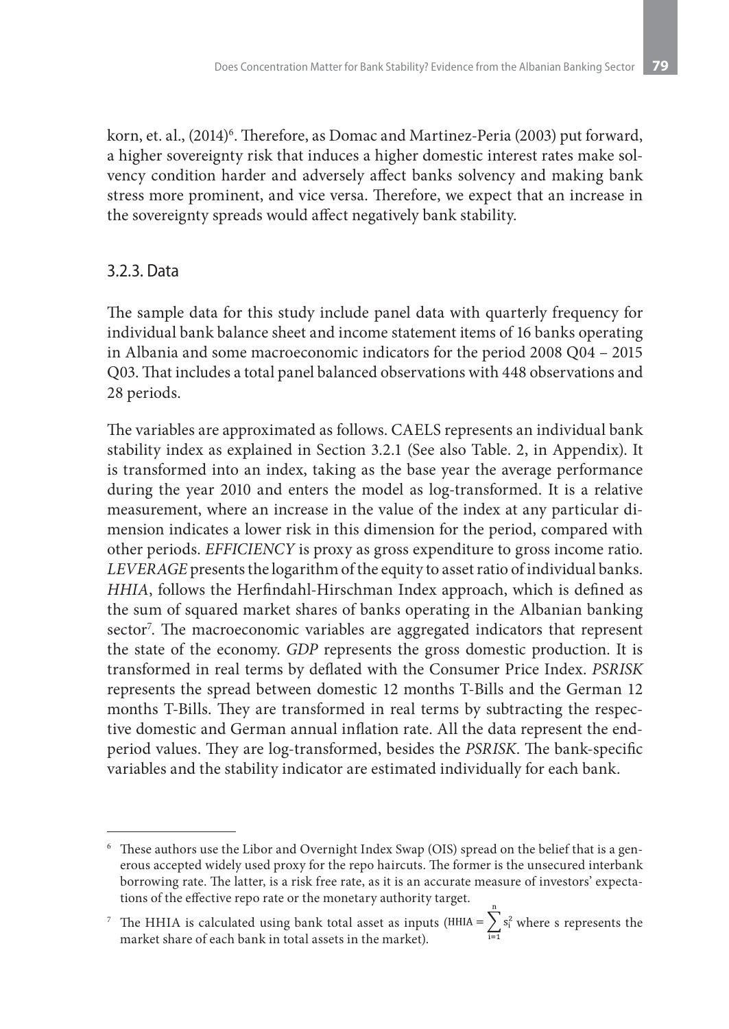korn, et. al., (2014)[6]. Therefore, as Domac and Martinez-Peria (2003) put forward, a higher sovereignty risk that induces a higher domestic interest rates make solvency condition harder and adversely affect banks solvency and making bank stress more prominent, and vice versa. Therefore, we expect that an increase in the sovereignty spreads would affect negatively bank stability.

### 3.2.3. Data

The sample data for this study include panel data with quarterly frequency for individual bank balance sheet and income statement items of 16 banks operating in Albania and some macroeconomic indicators for the period 2008 Q04 – 2015 Q03. That includes a total panel balanced observations with 448 observations and 28 periods.

The variables are approximated as follows. CAELS represents an individual bank stability index as explained in Section 3.2.1 (See also Table. 2, in Appendix). It is transformed into an index, taking as the base year the average performance during the year 2010 and enters the model as log-transformed. It is a relative measurement, where an increase in the value of the index at any particular dimension indicates a lower risk in this dimension for the period, compared with other periods. *EFFICIENCY* is proxy as gross expenditure to gross income ratio. *LEVERAGE* presents the logarithm of the equity to asset ratio of individual banks. *HHIA*, follows the Herfindahl-Hirschman Index approach, which is defined as the sum of squared market shares of banks operating in the Albanian banking sector[7]. The macroeconomic variables are aggregated indicators that represent the state of the economy. *GDP* represents the gross domestic production. It is transformed in real terms by deflated with the Consumer Price Index. *PSRISK* represents the spread between domestic 12 months T-Bills and the German 12 months T-Bills. They are transformed in real terms by subtracting the respective domestic and German annual inflation rate. All the data represent the end-period values. They are log-transformed, besides the *PSRISK*. The bank-specific variables and the stability indicator are estimated individually for each bank.

---

[6] These authors use the Libor and Overnight Index Swap (OIS) spread on the belief that is a generous accepted widely used proxy for the repo haircuts. The former is the unsecured interbank borrowing rate. The latter, is a risk free rate, as it is an accurate measure of investors' expectations of the effective repo rate or the monetary authority target.

[7] The HHIA is calculated using bank total asset as inputs ($\text{HHIA} = \sum_{i=1}^{n} s_i^2$ where s represents the market share of each bank in total assets in the market).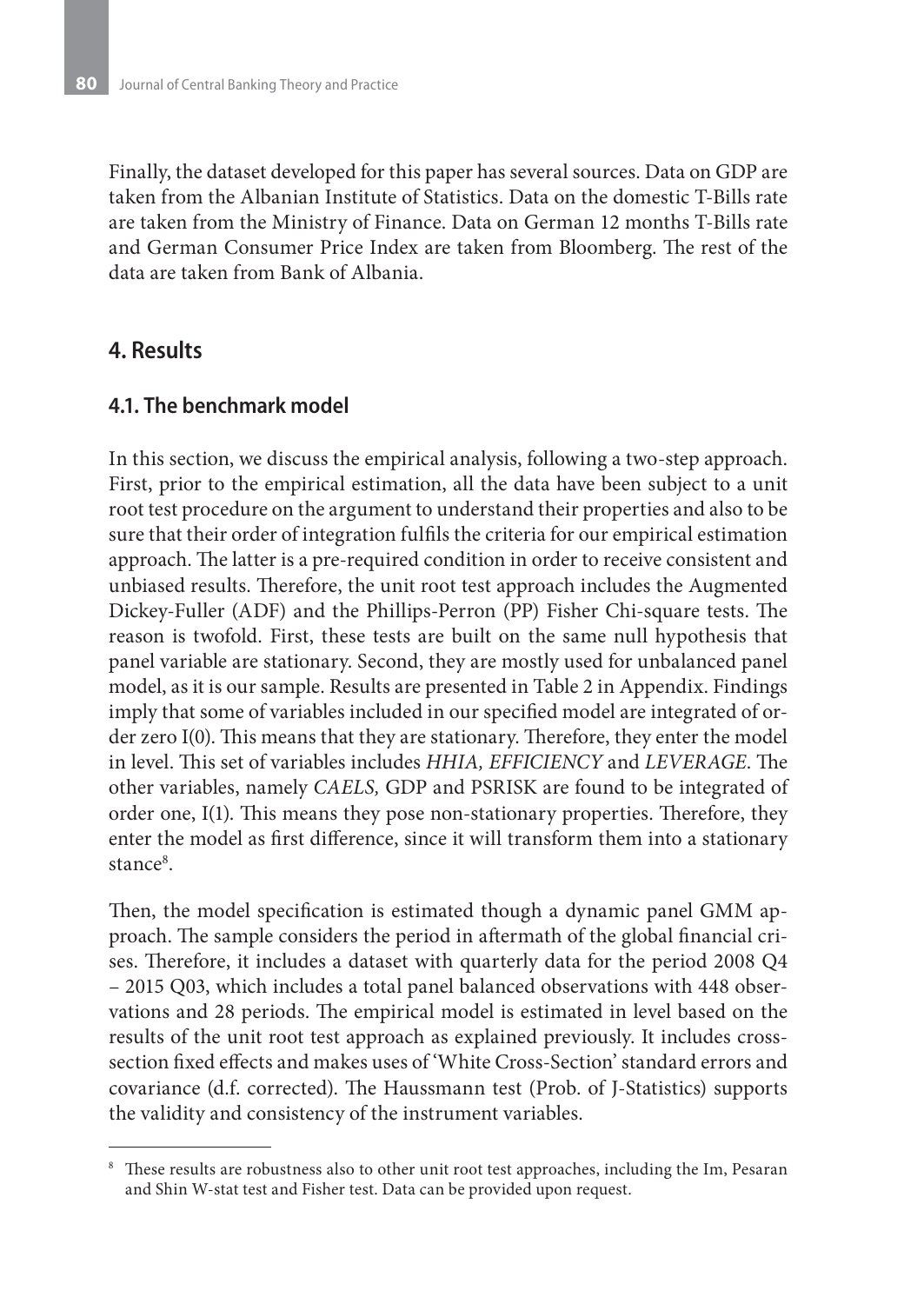Finally, the dataset developed for this paper has several sources. Data on GDP are taken from the Albanian Institute of Statistics. Data on the domestic T-Bills rate are taken from the Ministry of Finance. Data on German 12 months T-Bills rate and German Consumer Price Index are taken from Bloomberg. The rest of the data are taken from Bank of Albania.

## 4. Results

### 4.1. The benchmark model

In this section, we discuss the empirical analysis, following a two-step approach. First, prior to the empirical estimation, all the data have been subject to a unit root test procedure on the argument to understand their properties and also to be sure that their order of integration fulfils the criteria for our empirical estimation approach. The latter is a pre-required condition in order to receive consistent and unbiased results. Therefore, the unit root test approach includes the Augmented Dickey-Fuller (ADF) and the Phillips-Perron (PP) Fisher Chi-square tests. The reason is twofold. First, these tests are built on the same null hypothesis that panel variable are stationary. Second, they are mostly used for unbalanced panel model, as it is our sample. Results are presented in Table 2 in Appendix. Findings imply that some of variables included in our specified model are integrated of order zero I(0). This means that they are stationary. Therefore, they enter the model in level. This set of variables includes *HHIA, EFFICIENCY* and *LEVERAGE*. The other variables, namely *CAELS,* GDP and PSRISK are found to be integrated of order one, I(1). This means they pose non-stationary properties. Therefore, they enter the model as first difference, since it will transform them into a stationary stance[8].

Then, the model specification is estimated though a dynamic panel GMM approach. The sample considers the period in aftermath of the global financial crises. Therefore, it includes a dataset with quarterly data for the period 2008 Q4 – 2015 Q03, which includes a total panel balanced observations with 448 observations and 28 periods. The empirical model is estimated in level based on the results of the unit root test approach as explained previously. It includes cross-section fixed effects and makes uses of 'White Cross-Section' standard errors and covariance (d.f. corrected). The Haussmann test (Prob. of J-Statistics) supports the validity and consistency of the instrument variables.

[8] These results are robustness also to other unit root test approaches, including the Im, Pesaran and Shin W-stat test and Fisher test. Data can be provided upon request.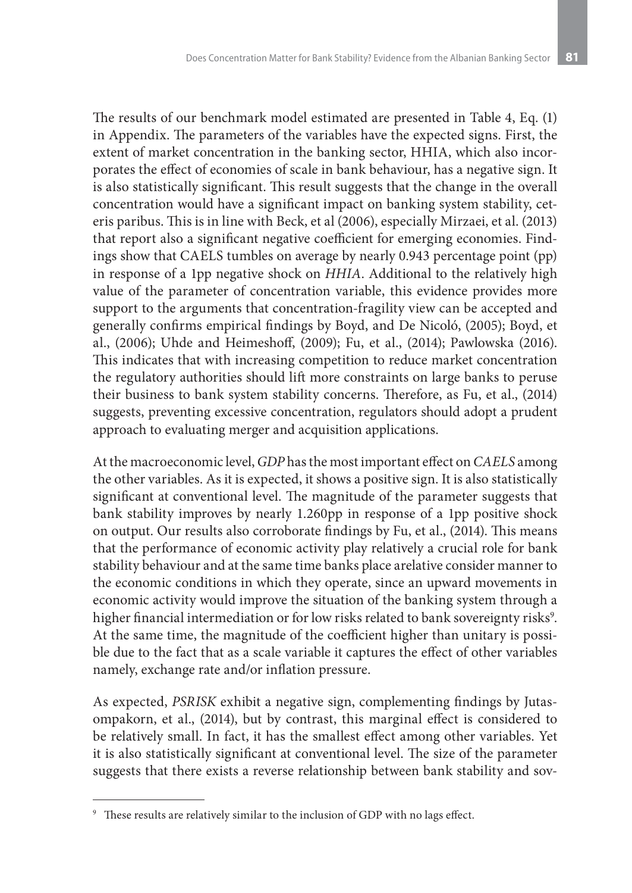The results of our benchmark model estimated are presented in Table 4, Eq. (1) in Appendix. The parameters of the variables have the expected signs. First, the extent of market concentration in the banking sector, HHIA, which also incorporates the effect of economies of scale in bank behaviour, has a negative sign. It is also statistically significant. This result suggests that the change in the overall concentration would have a significant impact on banking system stability, ceteris paribus. This is in line with Beck, et al (2006), especially Mirzaei, et al. (2013) that report also a significant negative coefficient for emerging economies. Findings show that CAELS tumbles on average by nearly 0.943 percentage point (pp) in response of a 1pp negative shock on *HHIA*. Additional to the relatively high value of the parameter of concentration variable, this evidence provides more support to the arguments that concentration-fragility view can be accepted and generally confirms empirical findings by Boyd, and De Nicoló, (2005); Boyd, et al., (2006); Uhde and Heimeshoff, (2009); Fu, et al., (2014); Pawlowska (2016). This indicates that with increasing competition to reduce market concentration the regulatory authorities should lift more constraints on large banks to peruse their business to bank system stability concerns. Therefore, as Fu, et al., (2014) suggests, preventing excessive concentration, regulators should adopt a prudent approach to evaluating merger and acquisition applications.

At the macroeconomic level, *GDP* has the most important effect on *CAELS* among the other variables. As it is expected, it shows a positive sign. It is also statistically significant at conventional level. The magnitude of the parameter suggests that bank stability improves by nearly 1.260pp in response of a 1pp positive shock on output. Our results also corroborate findings by Fu, et al., (2014). This means that the performance of economic activity play relatively a crucial role for bank stability behaviour and at the same time banks place arelative consider manner to the economic conditions in which they operate, since an upward movements in economic activity would improve the situation of the banking system through a higher financial intermediation or for low risks related to bank sovereignty risks[9]. At the same time, the magnitude of the coefficient higher than unitary is possible due to the fact that as a scale variable it captures the effect of other variables namely, exchange rate and/or inflation pressure.

As expected, *PSRISK* exhibit a negative sign, complementing findings by Jutasompakorn, et al., (2014), but by contrast, this marginal effect is considered to be relatively small. In fact, it has the smallest effect among other variables. Yet it is also statistically significant at conventional level. The size of the parameter suggests that there exists a reverse relationship between bank stability and sov-

[9] These results are relatively similar to the inclusion of GDP with no lags effect.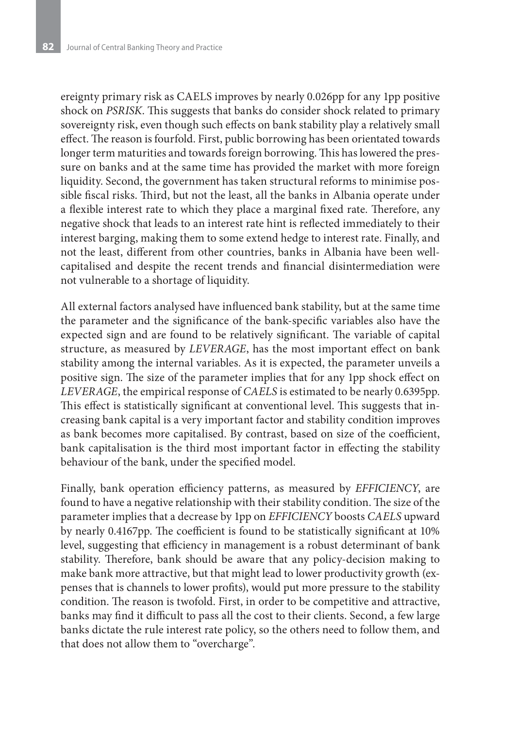ereignty primary risk as CAELS improves by nearly 0.026pp for any 1pp positive shock on *PSRISK*. This suggests that banks do consider shock related to primary sovereignty risk, even though such effects on bank stability play a relatively small effect. The reason is fourfold. First, public borrowing has been orientated towards longer term maturities and towards foreign borrowing. This has lowered the pressure on banks and at the same time has provided the market with more foreign liquidity. Second, the government has taken structural reforms to minimise possible fiscal risks. Third, but not the least, all the banks in Albania operate under a flexible interest rate to which they place a marginal fixed rate. Therefore, any negative shock that leads to an interest rate hint is reflected immediately to their interest barging, making them to some extend hedge to interest rate. Finally, and not the least, different from other countries, banks in Albania have been well-capitalised and despite the recent trends and financial disintermediation were not vulnerable to a shortage of liquidity.

All external factors analysed have influenced bank stability, but at the same time the parameter and the significance of the bank-specific variables also have the expected sign and are found to be relatively significant. The variable of capital structure, as measured by *LEVERAGE*, has the most important effect on bank stability among the internal variables. As it is expected, the parameter unveils a positive sign. The size of the parameter implies that for any 1pp shock effect on *LEVERAGE*, the empirical response of *CAELS* is estimated to be nearly 0.6395pp. This effect is statistically significant at conventional level. This suggests that increasing bank capital is a very important factor and stability condition improves as bank becomes more capitalised. By contrast, based on size of the coefficient, bank capitalisation is the third most important factor in effecting the stability behaviour of the bank, under the specified model.

Finally, bank operation efficiency patterns, as measured by *EFFICIENCY*, are found to have a negative relationship with their stability condition. The size of the parameter implies that a decrease by 1pp on *EFFICIENCY* boosts *CAELS* upward by nearly 0.4167pp. The coefficient is found to be statistically significant at 10% level, suggesting that efficiency in management is a robust determinant of bank stability. Therefore, bank should be aware that any policy-decision making to make bank more attractive, but that might lead to lower productivity growth (expenses that is channels to lower profits), would put more pressure to the stability condition. The reason is twofold. First, in order to be competitive and attractive, banks may find it difficult to pass all the cost to their clients. Second, a few large banks dictate the rule interest rate policy, so the others need to follow them, and that does not allow them to "overcharge".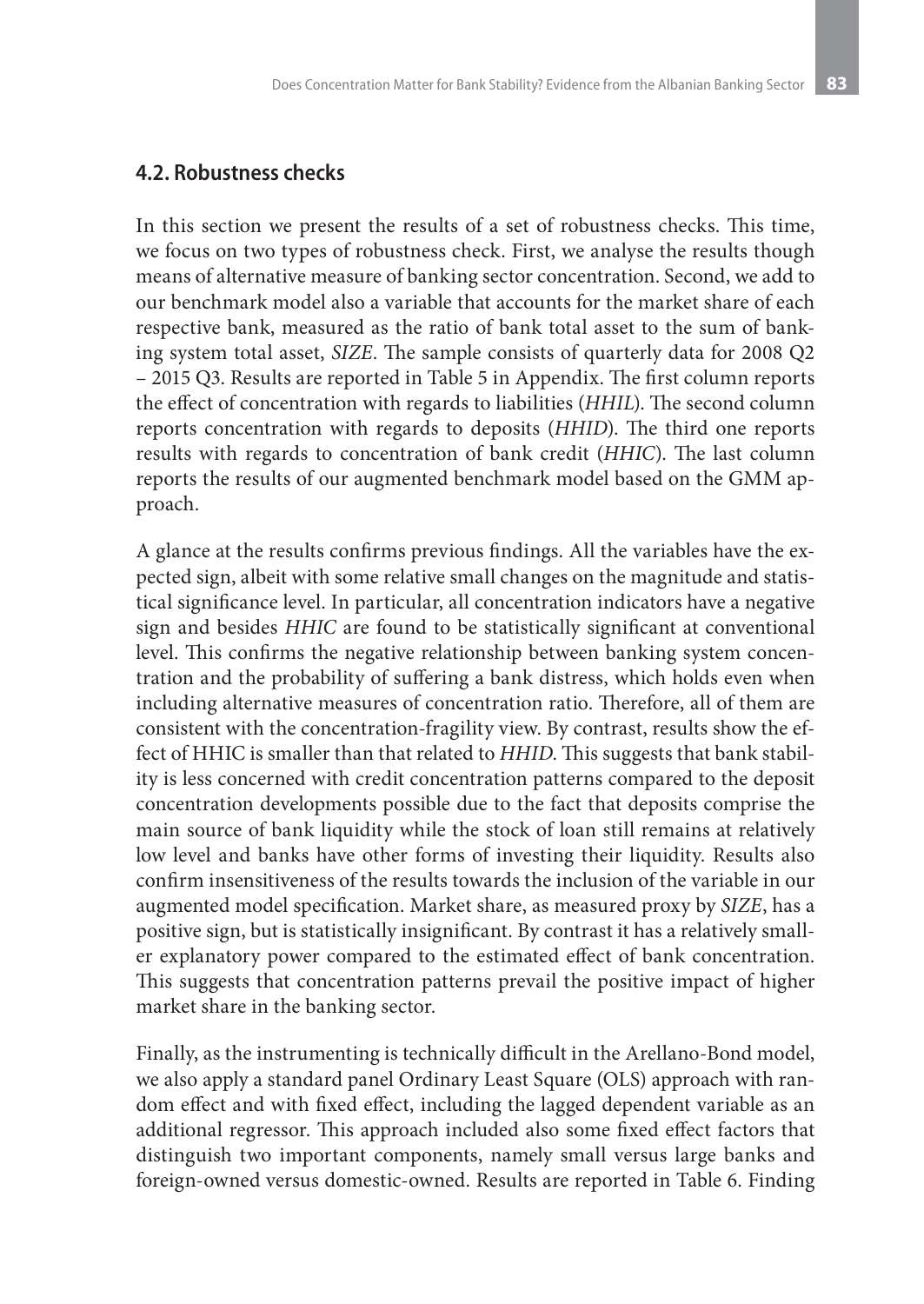## 4.2. Robustness checks

In this section we present the results of a set of robustness checks. This time, we focus on two types of robustness check. First, we analyse the results though means of alternative measure of banking sector concentration. Second, we add to our benchmark model also a variable that accounts for the market share of each respective bank, measured as the ratio of bank total asset to the sum of banking system total asset, *SIZE*. The sample consists of quarterly data for 2008 Q2 – 2015 Q3. Results are reported in Table 5 in Appendix. The first column reports the effect of concentration with regards to liabilities (*HHIL*). The second column reports concentration with regards to deposits (*HHID*). The third one reports results with regards to concentration of bank credit (*HHIC*). The last column reports the results of our augmented benchmark model based on the GMM approach.

A glance at the results confirms previous findings. All the variables have the expected sign, albeit with some relative small changes on the magnitude and statistical significance level. In particular, all concentration indicators have a negative sign and besides *HHIC* are found to be statistically significant at conventional level. This confirms the negative relationship between banking system concentration and the probability of suffering a bank distress, which holds even when including alternative measures of concentration ratio. Therefore, all of them are consistent with the concentration-fragility view. By contrast, results show the effect of HHIC is smaller than that related to *HHID*. This suggests that bank stability is less concerned with credit concentration patterns compared to the deposit concentration developments possible due to the fact that deposits comprise the main source of bank liquidity while the stock of loan still remains at relatively low level and banks have other forms of investing their liquidity. Results also confirm insensitiveness of the results towards the inclusion of the variable in our augmented model specification. Market share, as measured proxy by *SIZE*, has a positive sign, but is statistically insignificant. By contrast it has a relatively smaller explanatory power compared to the estimated effect of bank concentration. This suggests that concentration patterns prevail the positive impact of higher market share in the banking sector.

Finally, as the instrumenting is technically difficult in the Arellano-Bond model, we also apply a standard panel Ordinary Least Square (OLS) approach with random effect and with fixed effect, including the lagged dependent variable as an additional regressor. This approach included also some fixed effect factors that distinguish two important components, namely small versus large banks and foreign-owned versus domestic-owned. Results are reported in Table 6. Finding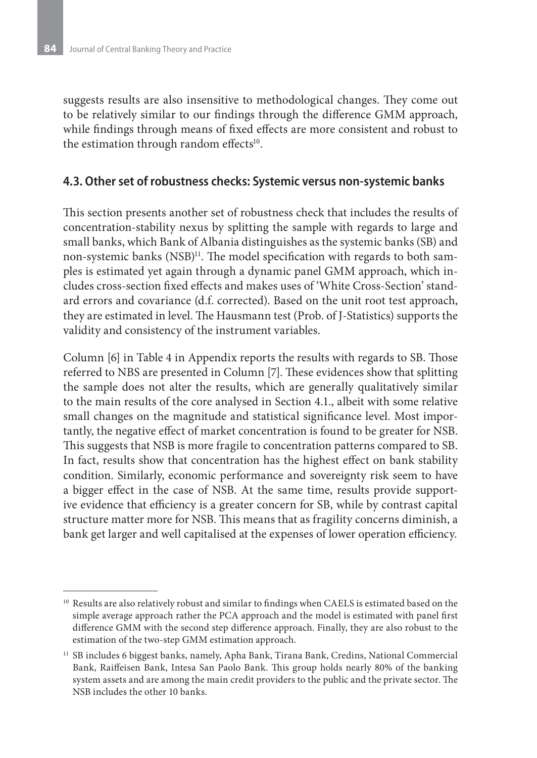suggests results are also insensitive to methodological changes. They come out to be relatively similar to our findings through the difference GMM approach, while findings through means of fixed effects are more consistent and robust to the estimation through random effects[10].

### 4.3. Other set of robustness checks: Systemic versus non-systemic banks

This section presents another set of robustness check that includes the results of concentration-stability nexus by splitting the sample with regards to large and small banks, which Bank of Albania distinguishes as the systemic banks (SB) and non-systemic banks (NSB)[11]. The model specification with regards to both samples is estimated yet again through a dynamic panel GMM approach, which includes cross-section fixed effects and makes uses of 'White Cross-Section' standard errors and covariance (d.f. corrected). Based on the unit root test approach, they are estimated in level. The Hausmann test (Prob. of J-Statistics) supports the validity and consistency of the instrument variables.

Column [6] in Table 4 in Appendix reports the results with regards to SB. Those referred to NBS are presented in Column [7]. These evidences show that splitting the sample does not alter the results, which are generally qualitatively similar to the main results of the core analysed in Section 4.1., albeit with some relative small changes on the magnitude and statistical significance level. Most importantly, the negative effect of market concentration is found to be greater for NSB. This suggests that NSB is more fragile to concentration patterns compared to SB. In fact, results show that concentration has the highest effect on bank stability condition. Similarly, economic performance and sovereignty risk seem to have a bigger effect in the case of NSB. At the same time, results provide supportive evidence that efficiency is a greater concern for SB, while by contrast capital structure matter more for NSB. This means that as fragility concerns diminish, a bank get larger and well capitalised at the expenses of lower operation efficiency.

---

[10] Results are also relatively robust and similar to findings when CAELS is estimated based on the simple average approach rather the PCA approach and the model is estimated with panel first difference GMM with the second step difference approach. Finally, they are also robust to the estimation of the two-step GMM estimation approach.

[11] SB includes 6 biggest banks, namely, Apha Bank, Tirana Bank, Credins, National Commercial Bank, Raiffeisen Bank, Intesa San Paolo Bank. This group holds nearly 80% of the banking system assets and are among the main credit providers to the public and the private sector. The NSB includes the other 10 banks.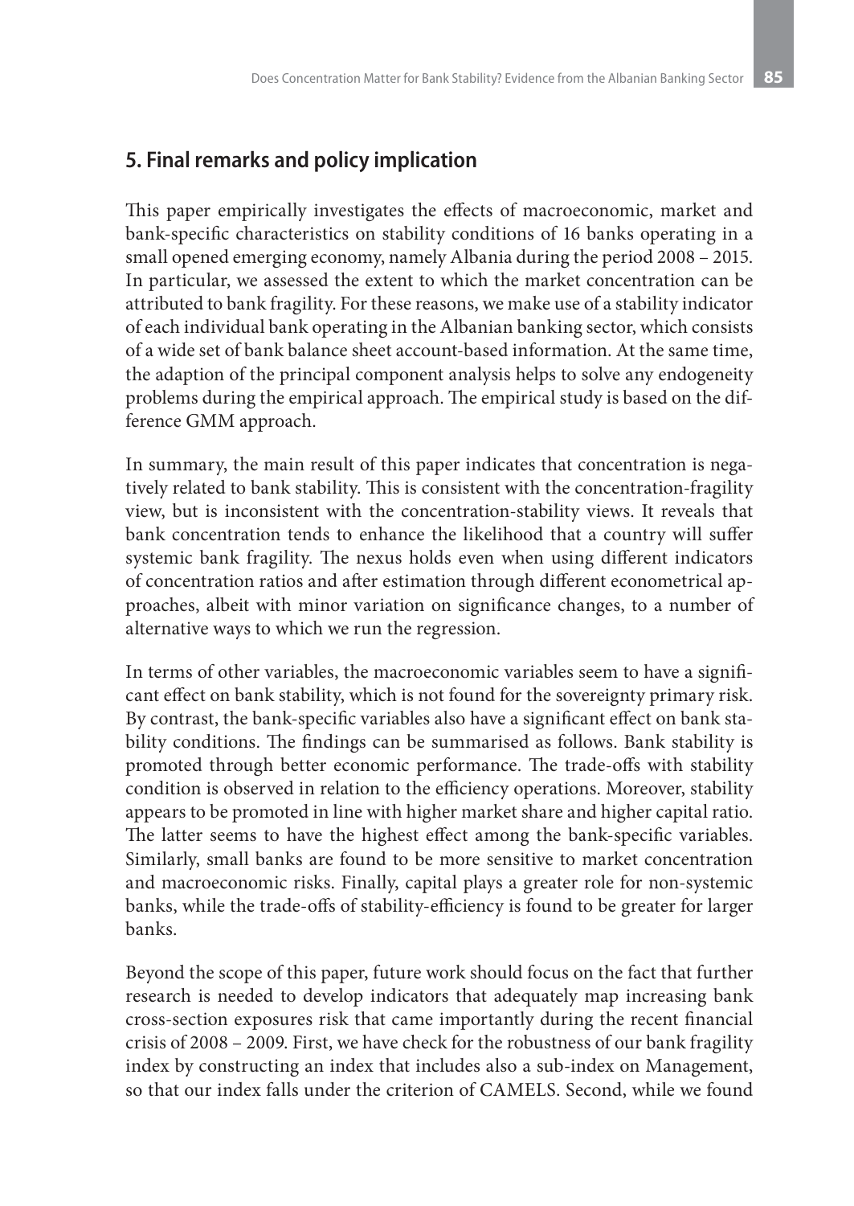## 5. Final remarks and policy implication

This paper empirically investigates the effects of macroeconomic, market and bank-specific characteristics on stability conditions of 16 banks operating in a small opened emerging economy, namely Albania during the period 2008 – 2015. In particular, we assessed the extent to which the market concentration can be attributed to bank fragility. For these reasons, we make use of a stability indicator of each individual bank operating in the Albanian banking sector, which consists of a wide set of bank balance sheet account-based information. At the same time, the adaption of the principal component analysis helps to solve any endogeneity problems during the empirical approach. The empirical study is based on the difference GMM approach.

In summary, the main result of this paper indicates that concentration is negatively related to bank stability. This is consistent with the concentration-fragility view, but is inconsistent with the concentration-stability views. It reveals that bank concentration tends to enhance the likelihood that a country will suffer systemic bank fragility. The nexus holds even when using different indicators of concentration ratios and after estimation through different econometrical approaches, albeit with minor variation on significance changes, to a number of alternative ways to which we run the regression.

In terms of other variables, the macroeconomic variables seem to have a significant effect on bank stability, which is not found for the sovereignty primary risk. By contrast, the bank-specific variables also have a significant effect on bank stability conditions. The findings can be summarised as follows. Bank stability is promoted through better economic performance. The trade-offs with stability condition is observed in relation to the efficiency operations. Moreover, stability appears to be promoted in line with higher market share and higher capital ratio. The latter seems to have the highest effect among the bank-specific variables. Similarly, small banks are found to be more sensitive to market concentration and macroeconomic risks. Finally, capital plays a greater role for non-systemic banks, while the trade-offs of stability-efficiency is found to be greater for larger banks.

Beyond the scope of this paper, future work should focus on the fact that further research is needed to develop indicators that adequately map increasing bank cross-section exposures risk that came importantly during the recent financial crisis of 2008 – 2009. First, we have check for the robustness of our bank fragility index by constructing an index that includes also a sub-index on Management, so that our index falls under the criterion of CAMELS. Second, while we found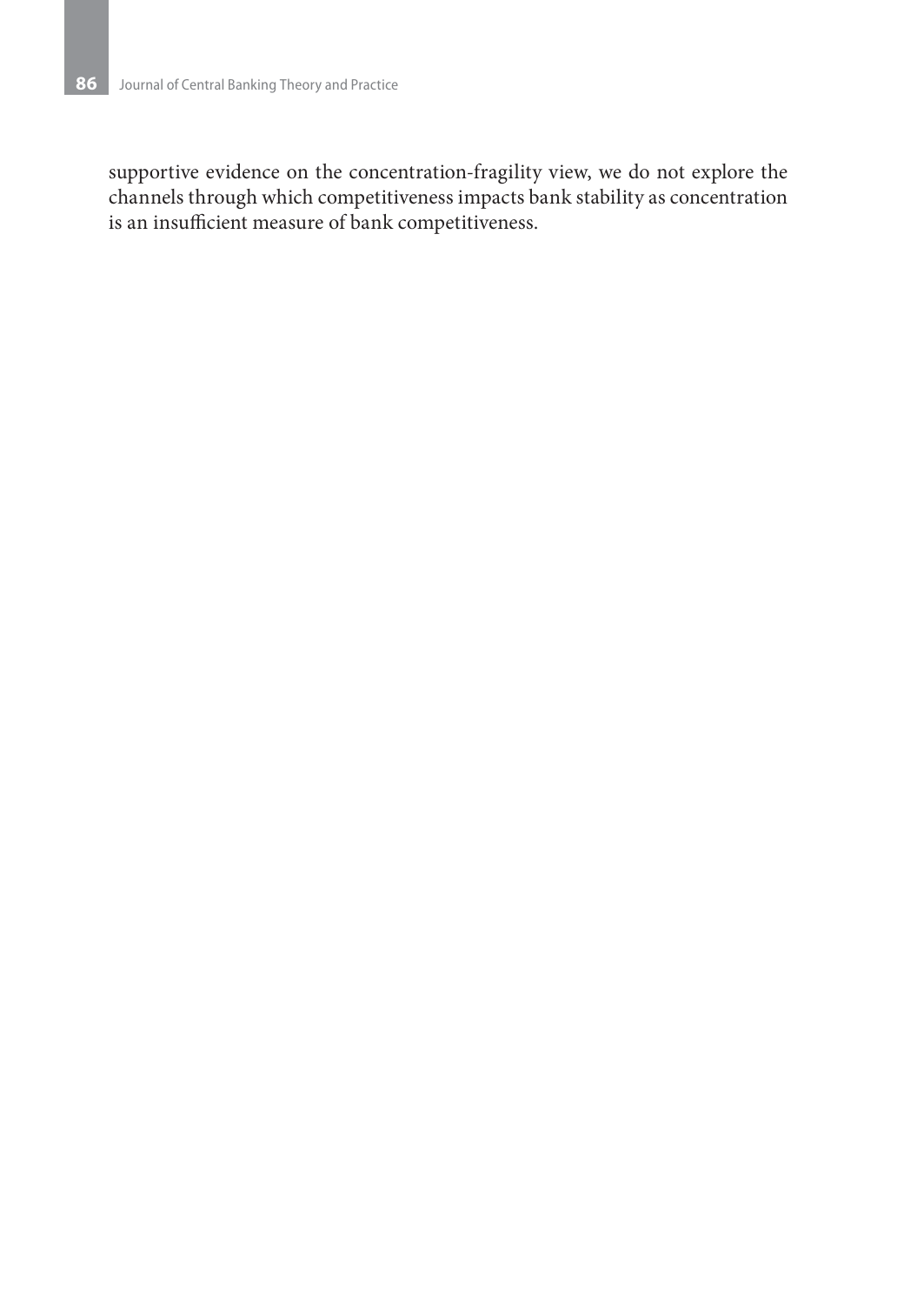supportive evidence on the concentration-fragility view, we do not explore the channels through which competitiveness impacts bank stability as concentration is an insufficient measure of bank competitiveness.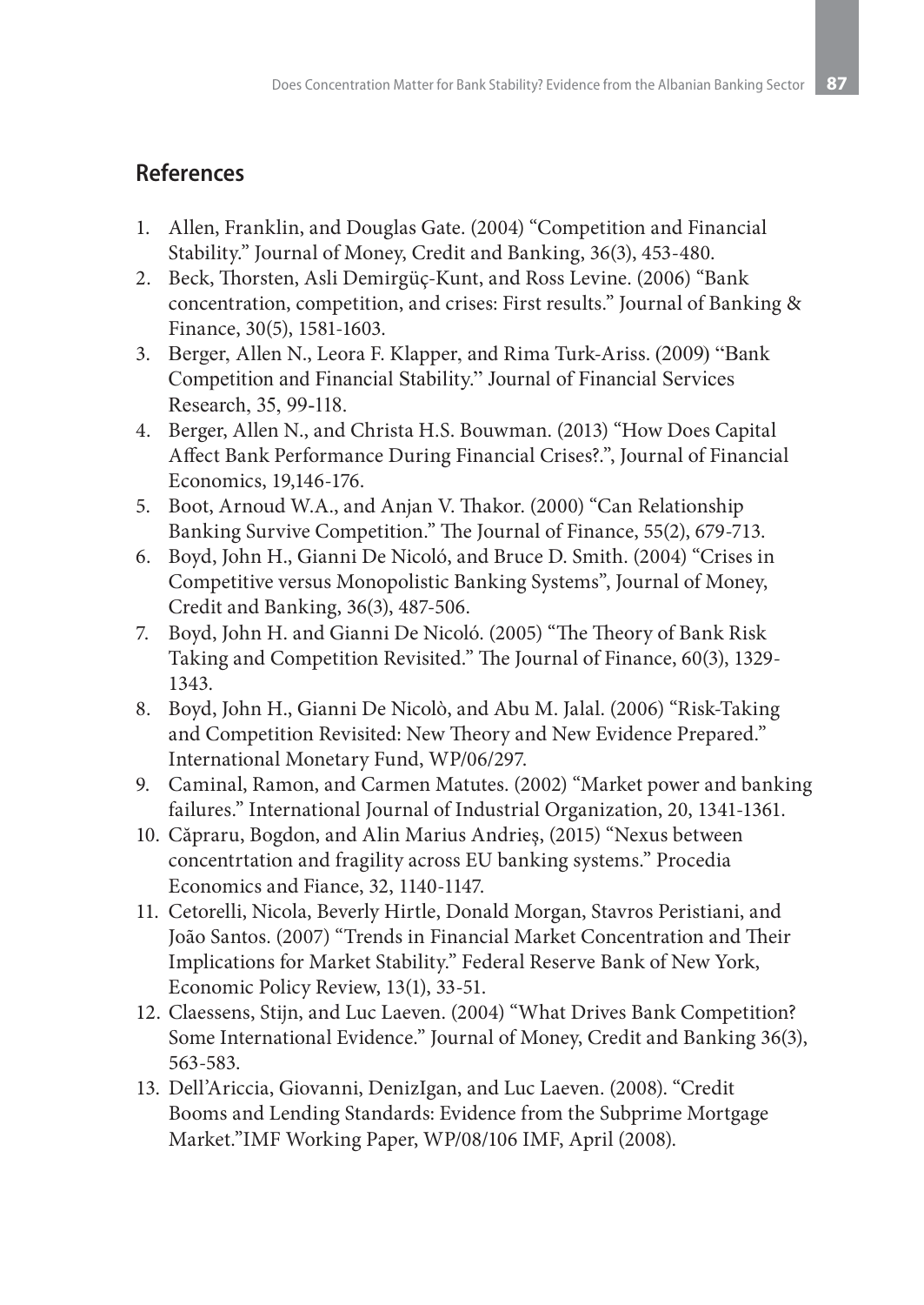## References

1. Allen, Franklin, and Douglas Gate. (2004) "Competition and Financial Stability." Journal of Money, Credit and Banking, 36(3), 453-480.
2. Beck, Thorsten, Asli Demirgüç-Kunt, and Ross Levine. (2006) "Bank concentration, competition, and crises: First results." Journal of Banking & Finance, 30(5), 1581-1603.
3. Berger, Allen N., Leora F. Klapper, and Rima Turk-Ariss. (2009) "Bank Competition and Financial Stability." Journal of Financial Services Research, 35, 99-118.
4. Berger, Allen N., and Christa H.S. Bouwman. (2013) "How Does Capital Affect Bank Performance During Financial Crises?.", Journal of Financial Economics, 19,146-176.
5. Boot, Arnoud W.A., and Anjan V. Thakor. (2000) "Can Relationship Banking Survive Competition." The Journal of Finance, 55(2), 679-713.
6. Boyd, John H., Gianni De Nicoló, and Bruce D. Smith. (2004) "Crises in Competitive versus Monopolistic Banking Systems", Journal of Money, Credit and Banking, 36(3), 487-506.
7. Boyd, John H. and Gianni De Nicoló. (2005) "The Theory of Bank Risk Taking and Competition Revisited." The Journal of Finance, 60(3), 1329-1343.
8. Boyd, John H., Gianni De Nicolò, and Abu M. Jalal. (2006) "Risk-Taking and Competition Revisited: New Theory and New Evidence Prepared." International Monetary Fund, WP/06/297.
9. Caminal, Ramon, and Carmen Matutes. (2002) "Market power and banking failures." International Journal of Industrial Organization, 20, 1341-1361.
10. Căpraru, Bogdon, and Alin Marius Andrieş, (2015) "Nexus between concentrtation and fragility across EU banking systems." Procedia Economics and Fiance, 32, 1140-1147.
11. Cetorelli, Nicola, Beverly Hirtle, Donald Morgan, Stavros Peristiani, and João Santos. (2007) "Trends in Financial Market Concentration and Their Implications for Market Stability." Federal Reserve Bank of New York, Economic Policy Review, 13(1), 33-51.
12. Claessens, Stijn, and Luc Laeven. (2004) "What Drives Bank Competition? Some International Evidence." Journal of Money, Credit and Banking 36(3), 563-583.
13. Dell'Ariccia, Giovanni, DenizIgan, and Luc Laeven. (2008). "Credit Booms and Lending Standards: Evidence from the Subprime Mortgage Market."IMF Working Paper, WP/08/106 IMF, April (2008).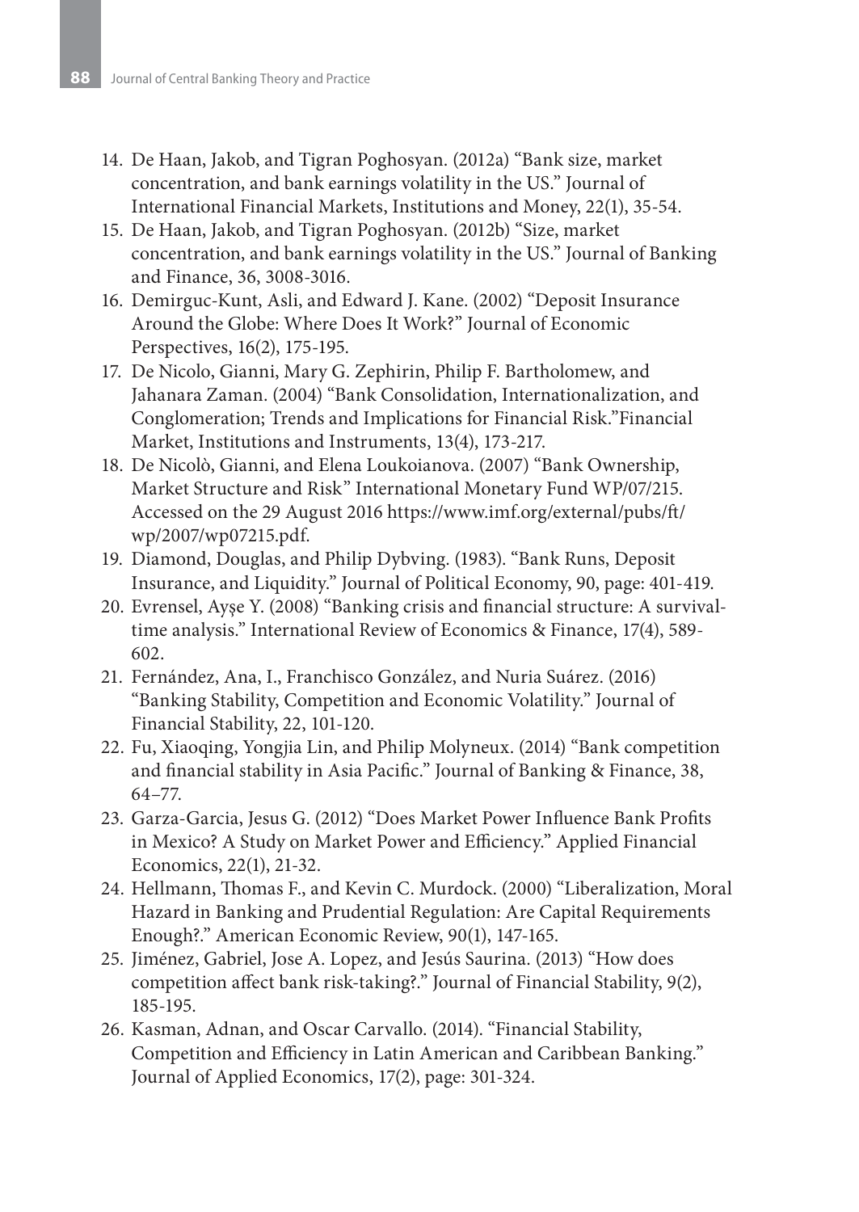14. De Haan, Jakob, and Tigran Poghosyan. (2012a) "Bank size, market concentration, and bank earnings volatility in the US." Journal of International Financial Markets, Institutions and Money, 22(1), 35-54.
15. De Haan, Jakob, and Tigran Poghosyan. (2012b) "Size, market concentration, and bank earnings volatility in the US." Journal of Banking and Finance, 36, 3008-3016.
16. Demirguc-Kunt, Asli, and Edward J. Kane. (2002) "Deposit Insurance Around the Globe: Where Does It Work?" Journal of Economic Perspectives, 16(2), 175-195.
17. De Nicolo, Gianni, Mary G. Zephirin, Philip F. Bartholomew, and Jahanara Zaman. (2004) "Bank Consolidation, Internationalization, and Conglomeration; Trends and Implications for Financial Risk."Financial Market, Institutions and Instruments, 13(4), 173-217.
18. De Nicolò, Gianni, and Elena Loukoianova. (2007) "Bank Ownership, Market Structure and Risk" International Monetary Fund WP/07/215. Accessed on the 29 August 2016 https://www.imf.org/external/pubs/ft/wp/2007/wp07215.pdf.
19. Diamond, Douglas, and Philip Dybving. (1983). "Bank Runs, Deposit Insurance, and Liquidity." Journal of Political Economy, 90, page: 401-419.
20. Evrensel, Ayşe Y. (2008) "Banking crisis and financial structure: A survival-time analysis." International Review of Economics & Finance, 17(4), 589-602.
21. Fernández, Ana, I., Franchisco González, and Nuria Suárez. (2016) "Banking Stability, Competition and Economic Volatility." Journal of Financial Stability, 22, 101-120.
22. Fu, Xiaoqing, Yongjia Lin, and Philip Molyneux. (2014) "Bank competition and financial stability in Asia Pacific." Journal of Banking & Finance, 38, 64–77.
23. Garza-Garcia, Jesus G. (2012) "Does Market Power Influence Bank Profits in Mexico? A Study on Market Power and Efficiency." Applied Financial Economics, 22(1), 21-32.
24. Hellmann, Thomas F., and Kevin C. Murdock. (2000) "Liberalization, Moral Hazard in Banking and Prudential Regulation: Are Capital Requirements Enough?." American Economic Review, 90(1), 147-165.
25. Jiménez, Gabriel, Jose A. Lopez, and Jesús Saurina. (2013) "How does competition affect bank risk-taking?." Journal of Financial Stability, 9(2), 185-195.
26. Kasman, Adnan, and Oscar Carvallo. (2014). "Financial Stability, Competition and Efficiency in Latin American and Caribbean Banking." Journal of Applied Economics, 17(2), page: 301-324.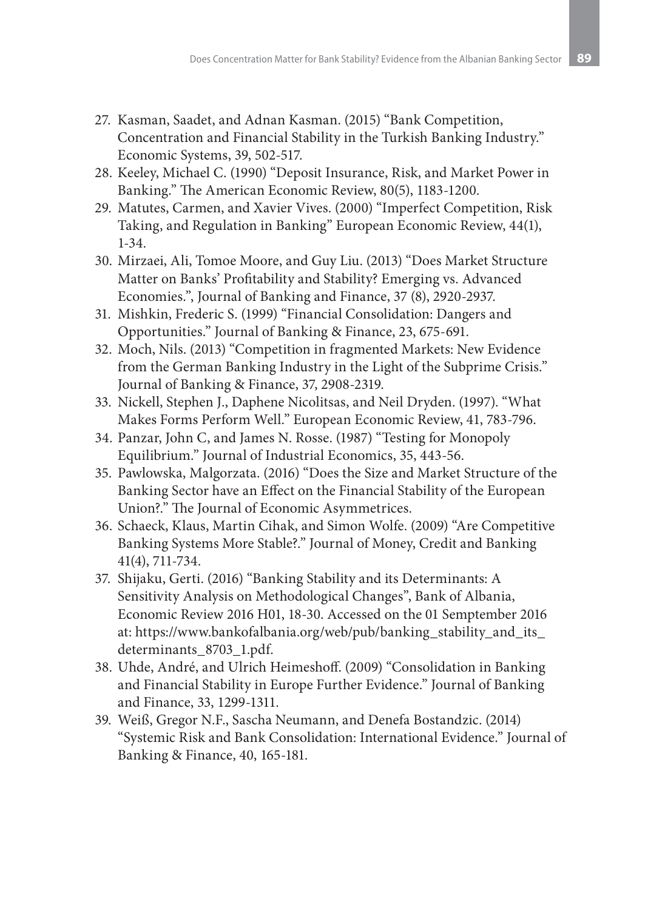27. Kasman, Saadet, and Adnan Kasman. (2015) "Bank Competition, Concentration and Financial Stability in the Turkish Banking Industry." Economic Systems, 39, 502-517.
28. Keeley, Michael C. (1990) "Deposit Insurance, Risk, and Market Power in Banking." The American Economic Review, 80(5), 1183-1200.
29. Matutes, Carmen, and Xavier Vives. (2000) "Imperfect Competition, Risk Taking, and Regulation in Banking" European Economic Review, 44(1), 1-34.
30. Mirzaei, Ali, Tomoe Moore, and Guy Liu. (2013) "Does Market Structure Matter on Banks' Profitability and Stability? Emerging vs. Advanced Economies.", Journal of Banking and Finance, 37 (8), 2920-2937.
31. Mishkin, Frederic S. (1999) "Financial Consolidation: Dangers and Opportunities." Journal of Banking & Finance, 23, 675-691.
32. Moch, Nils. (2013) "Competition in fragmented Markets: New Evidence from the German Banking Industry in the Light of the Subprime Crisis." Journal of Banking & Finance, 37, 2908-2319.
33. Nickell, Stephen J., Daphene Nicolitsas, and Neil Dryden. (1997). "What Makes Forms Perform Well." European Economic Review, 41, 783-796.
34. Panzar, John C, and James N. Rosse. (1987) "Testing for Monopoly Equilibrium." Journal of Industrial Economics, 35, 443-56.
35. Pawlowska, Malgorzata. (2016) "Does the Size and Market Structure of the Banking Sector have an Effect on the Financial Stability of the European Union?." The Journal of Economic Asymmetrices.
36. Schaeck, Klaus, Martin Cihak, and Simon Wolfe. (2009) "Are Competitive Banking Systems More Stable?." Journal of Money, Credit and Banking 41(4), 711-734.
37. Shijaku, Gerti. (2016) "Banking Stability and its Determinants: A Sensitivity Analysis on Methodological Changes", Bank of Albania, Economic Review 2016 H01, 18-30. Accessed on the 01 Semptember 2016 at: https://www.bankofalbania.org/web/pub/banking_stability_and_its_determinants_8703_1.pdf.
38. Uhde, André, and Ulrich Heimeshoff. (2009) "Consolidation in Banking and Financial Stability in Europe Further Evidence." Journal of Banking and Finance, 33, 1299-1311.
39. Weiß, Gregor N.F., Sascha Neumann, and Denefa Bostandzic. (2014) "Systemic Risk and Bank Consolidation: International Evidence." Journal of Banking & Finance, 40, 165-181.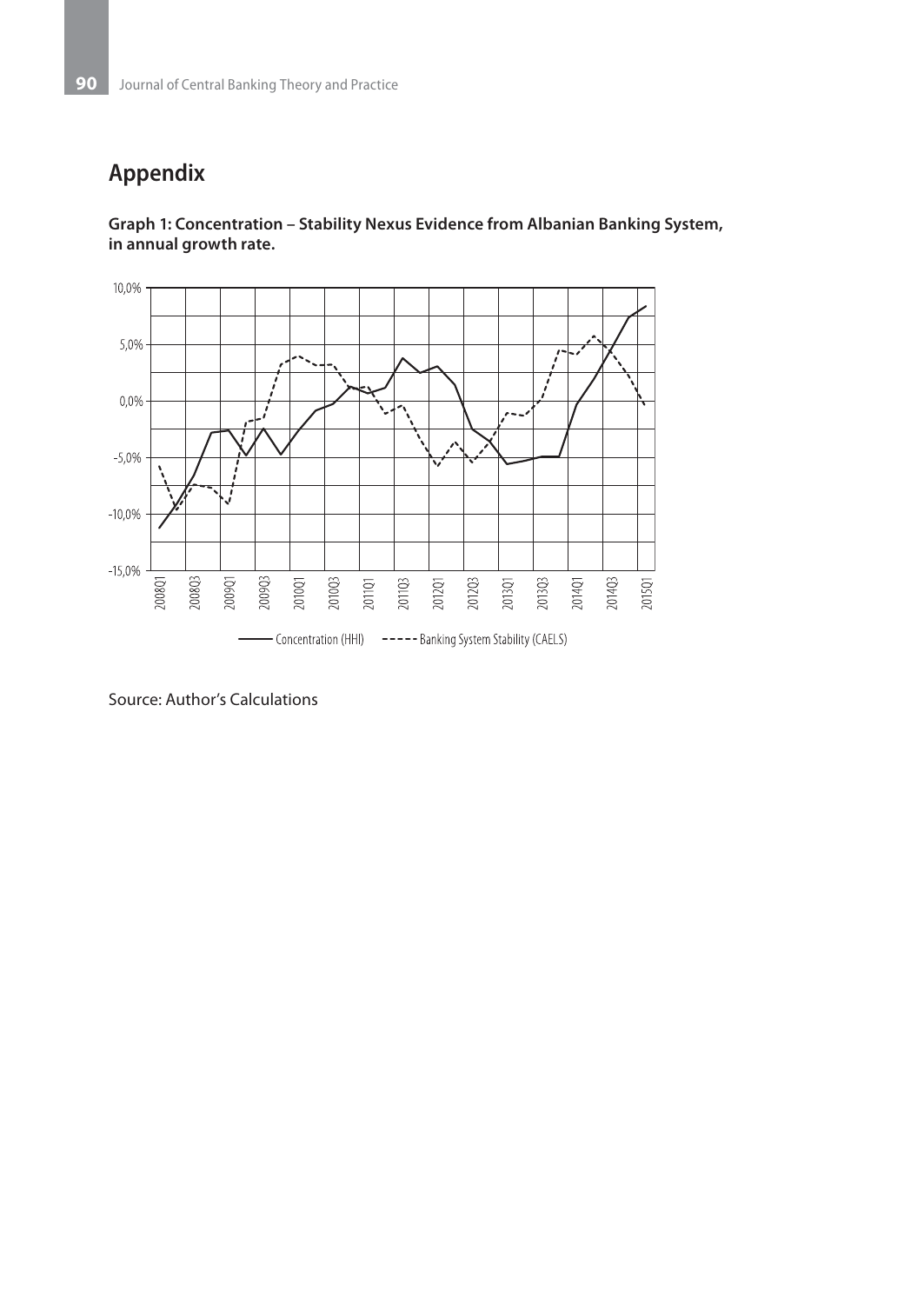## Appendix

**Graph 1: Concentration – Stability Nexus Evidence from Albanian Banking System, in annual growth rate.**

Source: Author's Calculations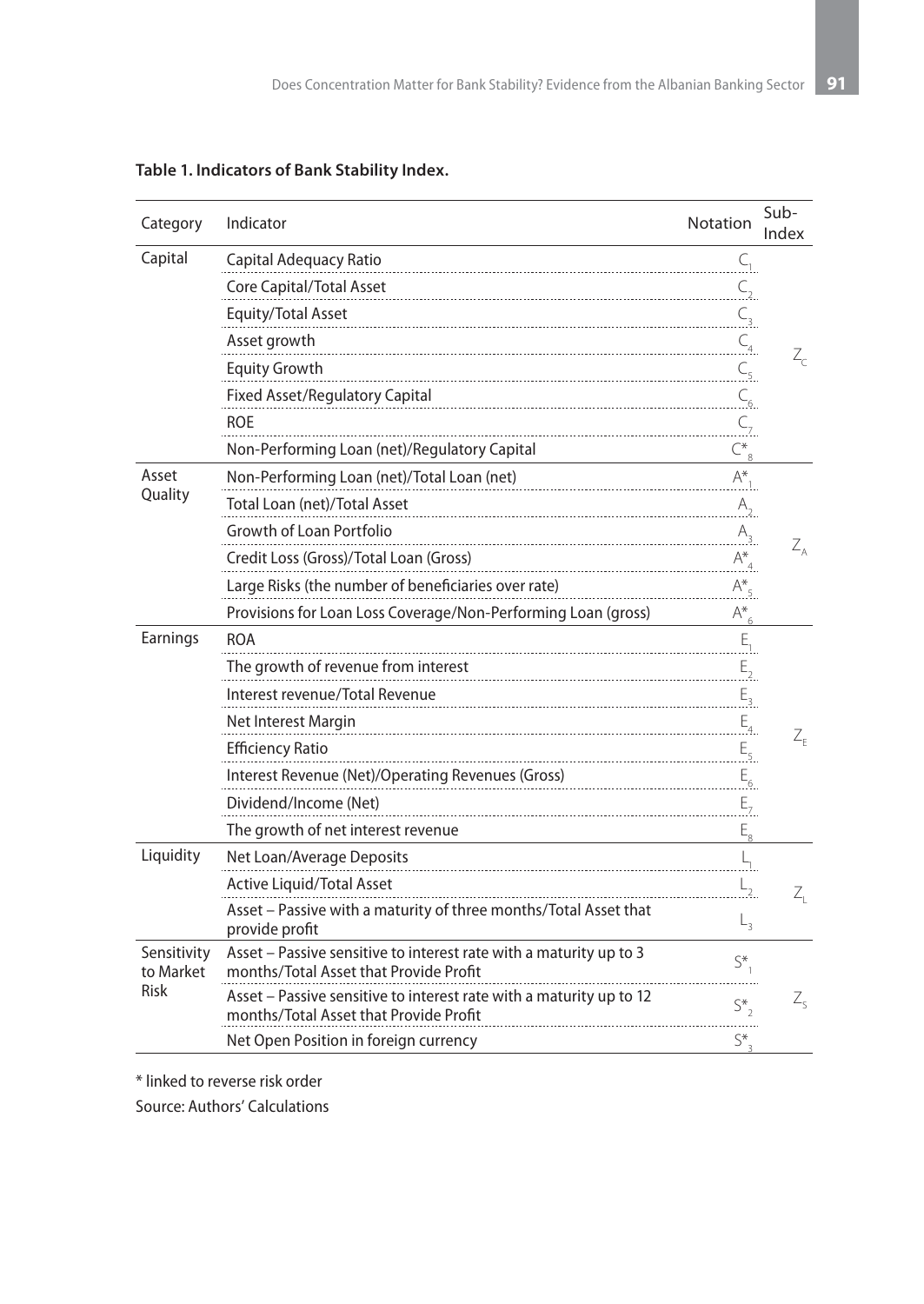**Table 1. Indicators of Bank Stability Index.**

| Category | Indicator | Notation | Sub-Index |
|---|---|---|---|
| Capital | Capital Adequacy Ratio | $C_1$ | $Z_C$ |
| | Core Capital/Total Asset | $C_2$ | |
| | Equity/Total Asset | $C_3$ | |
| | Asset growth | $C_4$ | |
| | Equity Growth | $C_5$ | |
| | Fixed Asset/Regulatory Capital | $C_6$ | |
| | ROE | $C_7$ | |
| | Non-Performing Loan (net)/Regulatory Capital | $C^*_8$ | |
| Asset Quality | Non-Performing Loan (net)/Total Loan (net) | $A^*_1$ | $Z_A$ |
| | Total Loan (net)/Total Asset | $A_2$ | |
| | Growth of Loan Portfolio | $A_3$ | |
| | Credit Loss (Gross)/Total Loan (Gross) | $A^*_4$ | |
| | Large Risks (the number of beneficiaries over rate) | $A^*_5$ | |
| | Provisions for Loan Loss Coverage/Non-Performing Loan (gross) | $A^*_6$ | |
| Earnings | ROA | $E_1$ | $Z_E$ |
| | The growth of revenue from interest | $E_2$ | |
| | Interest revenue/Total Revenue | $E_3$ | |
| | Net Interest Margin | $E_4$ | |
| | Efficiency Ratio | $E_5$ | |
| | Interest Revenue (Net)/Operating Revenues (Gross) | $E_6$ | |
| | Dividend/Income (Net) | $E_7$ | |
| | The growth of net interest revenue | $E_8$ | |
| Liquidity | Net Loan/Average Deposits | $L_1$ | $Z_L$ |
| | Active Liquid/Total Asset | $L_2$ | |
| | Asset – Passive with a maturity of three months/Total Asset that provide profit | $L_3$ | |
| Sensitivity to Market Risk | Asset – Passive sensitive to interest rate with a maturity up to 3 months/Total Asset that Provide Profit | $S^*_1$ | $Z_S$ |
| | Asset – Passive sensitive to interest rate with a maturity up to 12 months/Total Asset that Provide Profit | $S^*_2$ | |
| | Net Open Position in foreign currency | $S^*_3$ | |

* linked to reverse risk order

Source: Authors' Calculations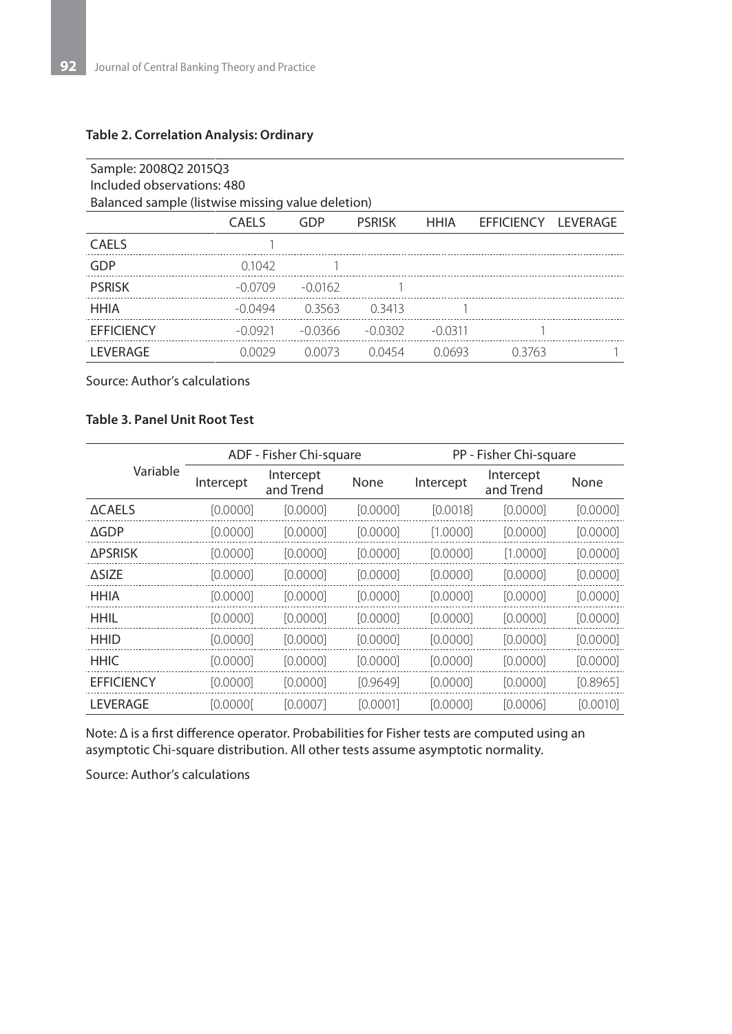**Table 2. Correlation Analysis: Ordinary**

Sample: 2008Q2 2015Q3
Included observations: 480
Balanced sample (listwise missing value deletion)

| | CAELS | GDP | PSRISK | HHIA | EFFICIENCY | LEVERAGE |
|---|---|---|---|---|---|---|
| CAELS | 1 | | | | | |
| GDP | 0.1042 | 1 | | | | |
| PSRISK | -0.0709 | -0.0162 | 1 | | | |
| HHIA | -0.0494 | 0.3563 | 0.3413 | 1 | | |
| EFFICIENCY | -0.0921 | -0.0366 | -0.0302 | -0.0311 | 1 | |
| LEVERAGE | 0.0029 | 0.0073 | 0.0454 | 0.0693 | 0.3763 | 1 |

Source: Author's calculations

**Table 3. Panel Unit Root Test**

| Variable | ADF - Fisher Chi-square | | | PP - Fisher Chi-square | | |
|---|---|---|---|---|---|---|
| | Intercept | Intercept and Trend | None | Intercept | Intercept and Trend | None |
| ΔCAELS | [0.0000] | [0.0000] | [0.0000] | [0.0018] | [0.0000] | [0.0000] |
| ΔGDP | [0.0000] | [0.0000] | [0.0000] | [1.0000] | [0.0000] | [0.0000] |
| ΔPSRISK | [0.0000] | [0.0000] | [0.0000] | [0.0000] | [1.0000] | [0.0000] |
| ΔSIZE | [0.0000] | [0.0000] | [0.0000] | [0.0000] | [0.0000] | [0.0000] |
| HHIA | [0.0000] | [0.0000] | [0.0000] | [0.0000] | [0.0000] | [0.0000] |
| HHIL | [0.0000] | [0.0000] | [0.0000] | [0.0000] | [0.0000] | [0.0000] |
| HHID | [0.0000] | [0.0000] | [0.0000] | [0.0000] | [0.0000] | [0.0000] |
| HHIC | [0.0000] | [0.0000] | [0.0000] | [0.0000] | [0.0000] | [0.0000] |
| EFFICIENCY | [0.0000] | [0.0000] | [0.9649] | [0.0000] | [0.0000] | [0.8965] |
| LEVERAGE | [0.0000[ | [0.0007] | [0.0001] | [0.0000] | [0.0006] | [0.0010] |

Note: Δ is a first difference operator. Probabilities for Fisher tests are computed using an asymptotic Chi-square distribution. All other tests assume asymptotic normality.

Source: Author's calculations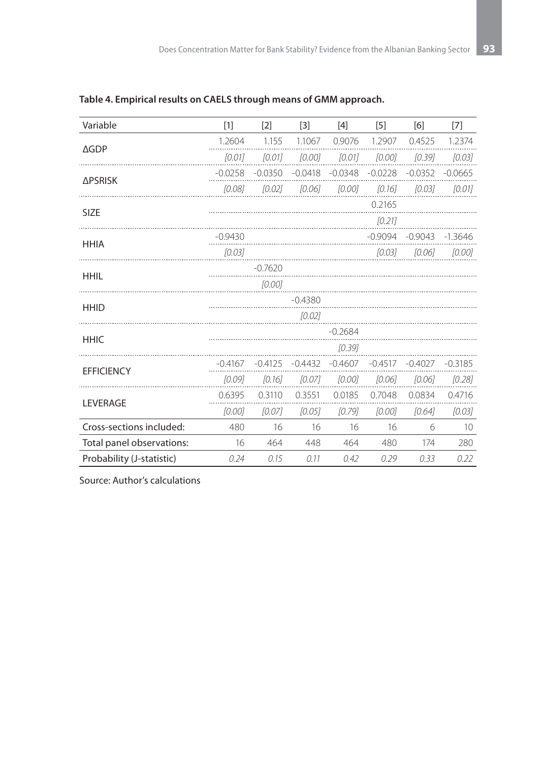**Table 4. Empirical results on CAELS through means of GMM approach.**

| Variable | [1] | [2] | [3] | [4] | [5] | [6] | [7] |
|---|---|---|---|---|---|---|---|
| ΔGDP | 1.2604 | 1.155 | 1.1067 | 0.9076 | 1.2907 | 0.4525 | 1.2374 |
| | *[0.01]* | *[0.01]* | *[0.00]* | *[0.01]* | *[0.00]* | *[0.39]* | *[0.03]* |
| ΔPSRISK | -0.0258 | -0.0350 | -0.0418 | -0.0348 | -0.0228 | -0.0352 | -0.0665 |
| | *[0.08]* | *[0.02]* | *[0.06]* | *[0.00]* | *[0.16]* | *[0.03]* | *[0.01]* |
| SIZE | | | | | 0.2165 | | |
| | | | | | *[0.21]* | | |
| HHIA | -0.9430 | | | | -0.9094 | -0.9043 | -1.3646 |
| | *[0.03]* | | | | *[0.03]* | *[0.06]* | *[0.00]* |
| HHIL | | -0.7620 | | | | | |
| | | *[0.00]* | | | | | |
| HHID | | | -0.4380 | | | | |
| | | | *[0.02]* | | | | |
| HHIC | | | | -0.2684 | | | |
| | | | | *[0.39]* | | | |
| EFFICIENCY | -0.4167 | -0.4125 | -0.4432 | -0.4607 | -0.4517 | -0.4027 | -0.3185 |
| | *[0.09]* | *[0.16]* | *[0.07]* | *[0.00]* | *[0.06]* | *[0.06]* | *[0.28]* |
| LEVERAGE | 0.6395 | 0.3110 | 0.3551 | 0.0185 | 0.7048 | 0.0834 | 0.4716 |
| | *[0.00]* | *[0.07]* | *[0.05]* | *[0.79]* | *[0.00]* | *[0.64]* | *[0.03]* |
| Cross-sections included: | 480 | 16 | 16 | 16 | 16 | 6 | 10 |
| Total panel observations: | 16 | 464 | 448 | 464 | 480 | 174 | 280 |
| Probability (J-statistic) | *0.24* | *0.15* | *0.11* | *0.42* | *0.29* | *0.33* | *0.22* |

Source: Author's calculations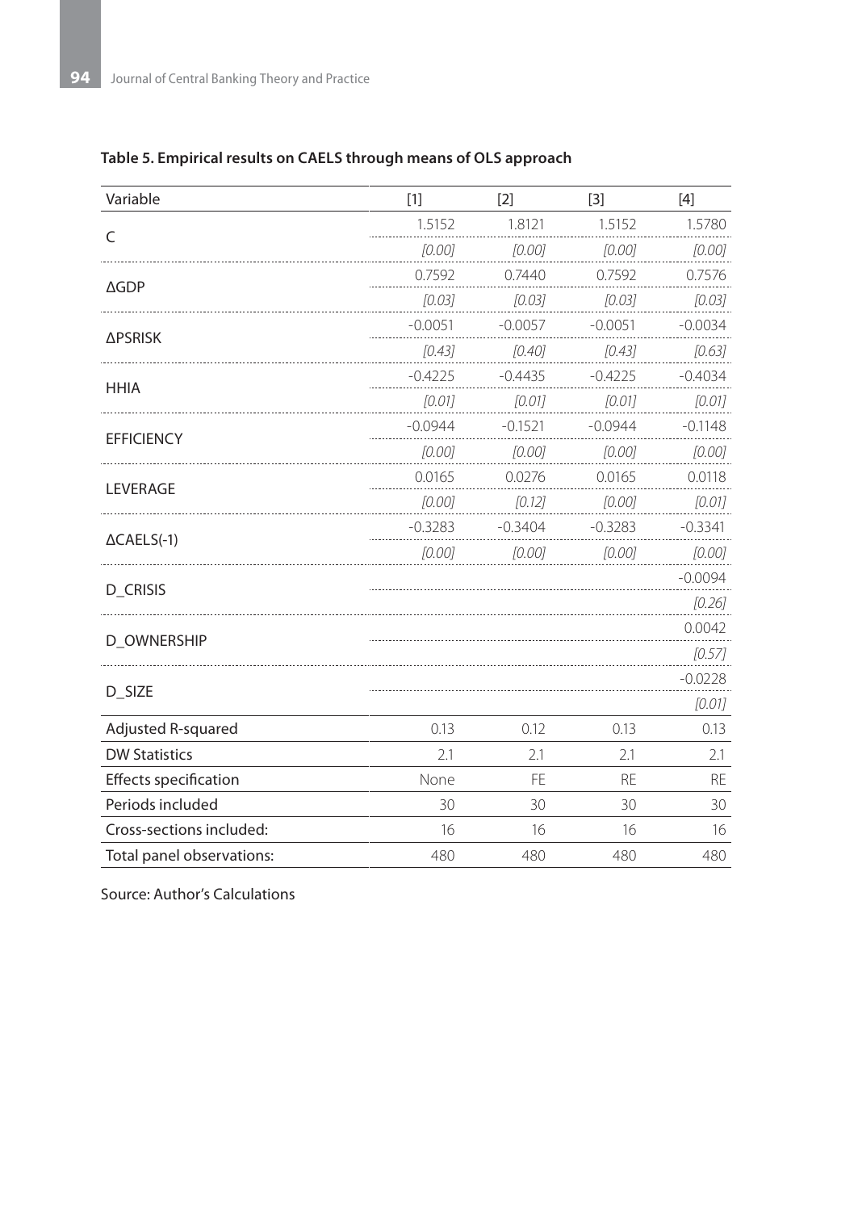**Table 5. Empirical results on CAELS through means of OLS approach**

| Variable | [1] | [2] | [3] | [4] |
|---|---|---|---|---|
| C | 1.5152 | 1.8121 | 1.5152 | 1.5780 |
| | *[0.00]* | *[0.00]* | *[0.00]* | *[0.00]* |
| ΔGDP | 0.7592 | 0.7440 | 0.7592 | 0.7576 |
| | *[0.03]* | *[0.03]* | *[0.03]* | *[0.03]* |
| ΔPSRISK | -0.0051 | -0.0057 | -0.0051 | -0.0034 |
| | *[0.43]* | *[0.40]* | *[0.43]* | *[0.63]* |
| HHIA | -0.4225 | -0.4435 | -0.4225 | -0.4034 |
| | *[0.01]* | *[0.01]* | *[0.01]* | *[0.01]* |
| EFFICIENCY | -0.0944 | -0.1521 | -0.0944 | -0.1148 |
| | *[0.00]* | *[0.00]* | *[0.00]* | *[0.00]* |
| LEVERAGE | 0.0165 | 0.0276 | 0.0165 | 0.0118 |
| | *[0.00]* | *[0.12]* | *[0.00]* | *[0.01]* |
| ΔCAELS(-1) | -0.3283 | -0.3404 | -0.3283 | -0.3341 |
| | *[0.00]* | *[0.00]* | *[0.00]* | *[0.00]* |
| D_CRISIS | | | | -0.0094 |
| | | | | *[0.26]* |
| D_OWNERSHIP | | | | 0.0042 |
| | | | | *[0.57]* |
| D_SIZE | | | | -0.0228 |
| | | | | *[0.01]* |
| Adjusted R-squared | 0.13 | 0.12 | 0.13 | 0.13 |
| DW Statistics | 2.1 | 2.1 | 2.1 | 2.1 |
| Effects specification | None | FE | RE | RE |
| Periods included | 30 | 30 | 30 | 30 |
| Cross-sections included: | 16 | 16 | 16 | 16 |
| Total panel observations: | 480 | 480 | 480 | 480 |

Source: Author's Calculations